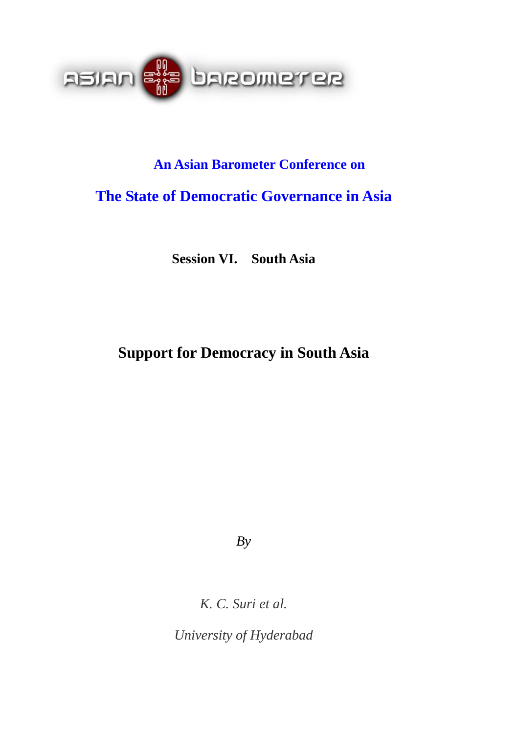ASIAN BAROMETER

**An Asian Barometer Conference on**

**The State of Democratic Governance in Asia**

**Session VI. South Asia**

# Support for Democracy in South Asia

*By*

*K. C. Suri et al.*

*University of Hyderabad*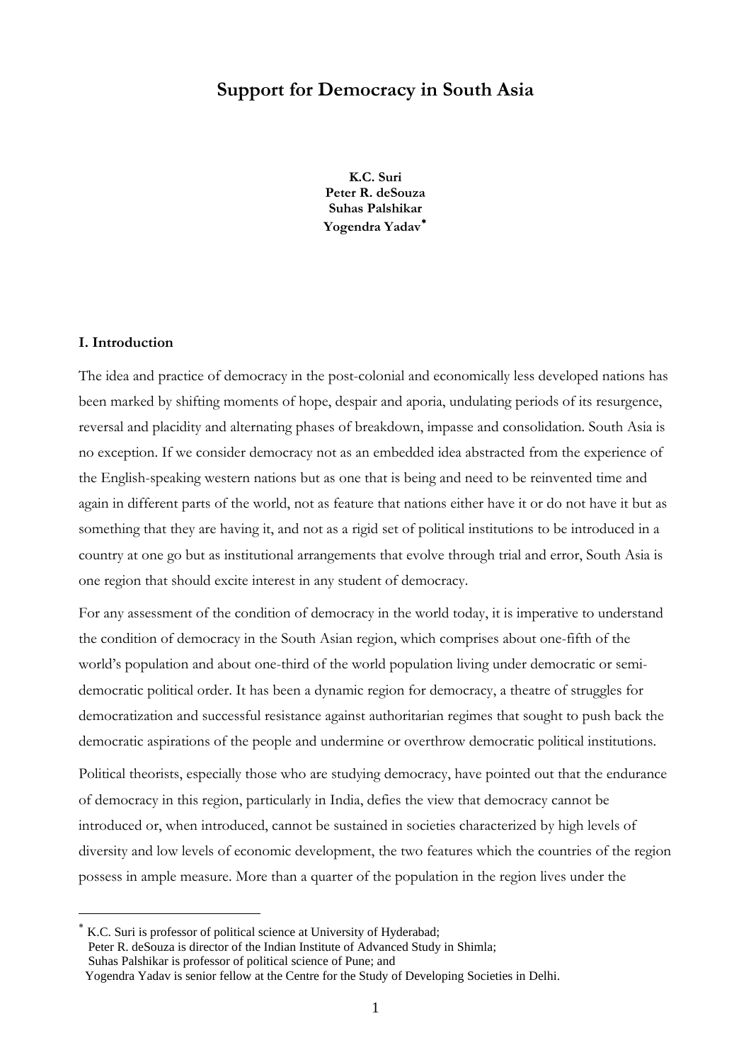# Support for Democracy in South Asia

**K.C. Suri**
**Peter R. deSouza**
**Suhas Palshikar**
**Yogendra Yadav***

## I. Introduction

The idea and practice of democracy in the post-colonial and economically less developed nations has been marked by shifting moments of hope, despair and aporia, undulating periods of its resurgence, reversal and placidity and alternating phases of breakdown, impasse and consolidation. South Asia is no exception. If we consider democracy not as an embedded idea abstracted from the experience of the English-speaking western nations but as one that is being and need to be reinvented time and again in different parts of the world, not as feature that nations either have it or do not have it but as something that they are having it, and not as a rigid set of political institutions to be introduced in a country at one go but as institutional arrangements that evolve through trial and error, South Asia is one region that should excite interest in any student of democracy.

For any assessment of the condition of democracy in the world today, it is imperative to understand the condition of democracy in the South Asian region, which comprises about one-fifth of the world's population and about one-third of the world population living under democratic or semi-democratic political order. It has been a dynamic region for democracy, a theatre of struggles for democratization and successful resistance against authoritarian regimes that sought to push back the democratic aspirations of the people and undermine or overthrow democratic political institutions.

Political theorists, especially those who are studying democracy, have pointed out that the endurance of democracy in this region, particularly in India, defies the view that democracy cannot be introduced or, when introduced, cannot be sustained in societies characterized by high levels of diversity and low levels of economic development, the two features which the countries of the region possess in ample measure. More than a quarter of the population in the region lives under the

---

\* K.C. Suri is professor of political science at University of Hyderabad;
Peter R. deSouza is director of the Indian Institute of Advanced Study in Shimla;
Suhas Palshikar is professor of political science of Pune; and
Yogendra Yadav is senior fellow at the Centre for the Study of Developing Societies in Delhi.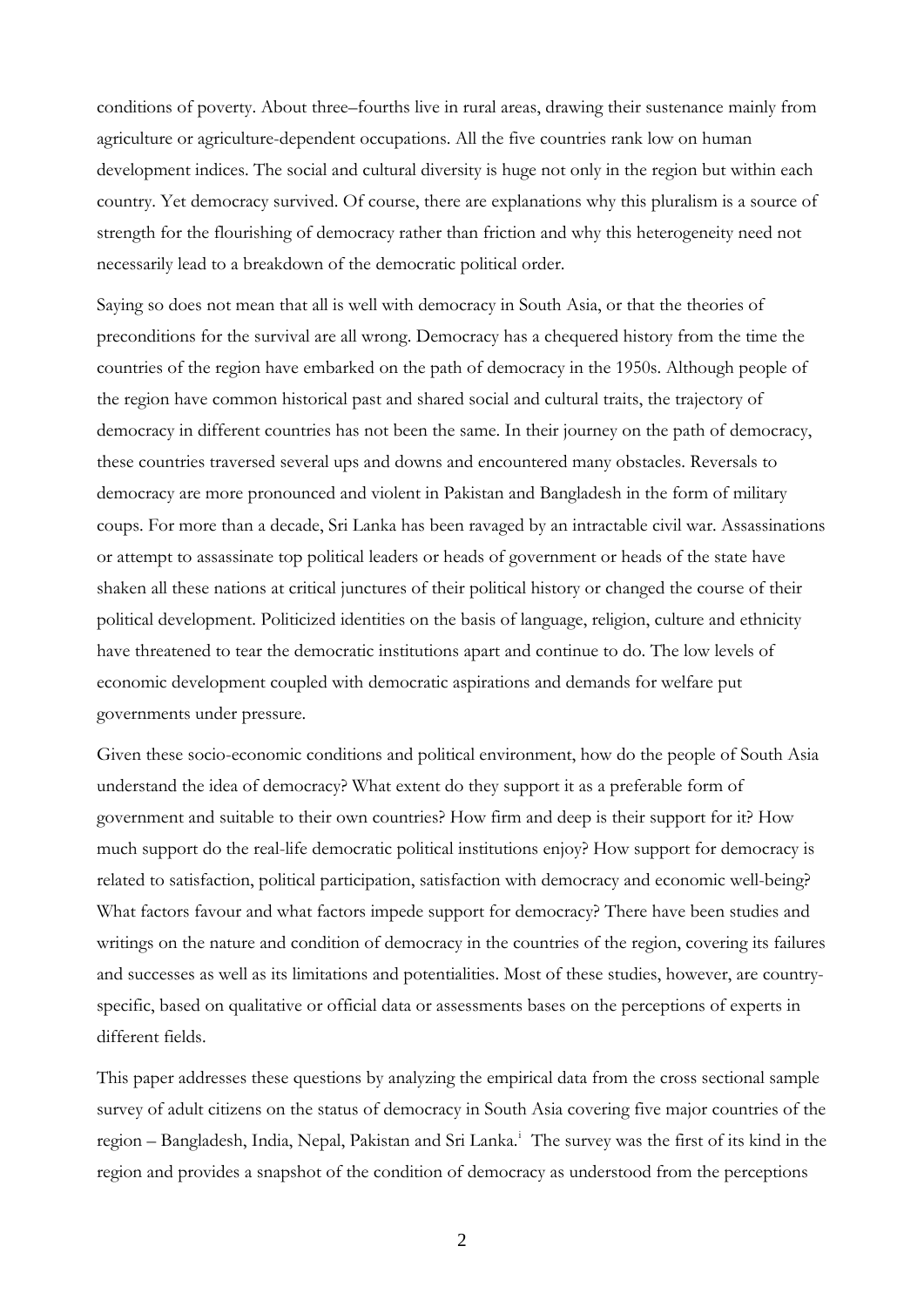conditions of poverty. About three–fourths live in rural areas, drawing their sustenance mainly from agriculture or agriculture-dependent occupations. All the five countries rank low on human development indices. The social and cultural diversity is huge not only in the region but within each country. Yet democracy survived. Of course, there are explanations why this pluralism is a source of strength for the flourishing of democracy rather than friction and why this heterogeneity need not necessarily lead to a breakdown of the democratic political order.

Saying so does not mean that all is well with democracy in South Asia, or that the theories of preconditions for the survival are all wrong. Democracy has a chequered history from the time the countries of the region have embarked on the path of democracy in the 1950s. Although people of the region have common historical past and shared social and cultural traits, the trajectory of democracy in different countries has not been the same. In their journey on the path of democracy, these countries traversed several ups and downs and encountered many obstacles. Reversals to democracy are more pronounced and violent in Pakistan and Bangladesh in the form of military coups. For more than a decade, Sri Lanka has been ravaged by an intractable civil war. Assassinations or attempt to assassinate top political leaders or heads of government or heads of the state have shaken all these nations at critical junctures of their political history or changed the course of their political development. Politicized identities on the basis of language, religion, culture and ethnicity have threatened to tear the democratic institutions apart and continue to do. The low levels of economic development coupled with democratic aspirations and demands for welfare put governments under pressure.

Given these socio-economic conditions and political environment, how do the people of South Asia understand the idea of democracy? What extent do they support it as a preferable form of government and suitable to their own countries? How firm and deep is their support for it? How much support do the real-life democratic political institutions enjoy? How support for democracy is related to satisfaction, political participation, satisfaction with democracy and economic well-being? What factors favour and what factors impede support for democracy? There have been studies and writings on the nature and condition of democracy in the countries of the region, covering its failures and successes as well as its limitations and potentialities. Most of these studies, however, are country-specific, based on qualitative or official data or assessments bases on the perceptions of experts in different fields.

This paper addresses these questions by analyzing the empirical data from the cross sectional sample survey of adult citizens on the status of democracy in South Asia covering five major countries of the region – Bangladesh, India, Nepal, Pakistan and Sri Lanka.[i] The survey was the first of its kind in the region and provides a snapshot of the condition of democracy as understood from the perceptions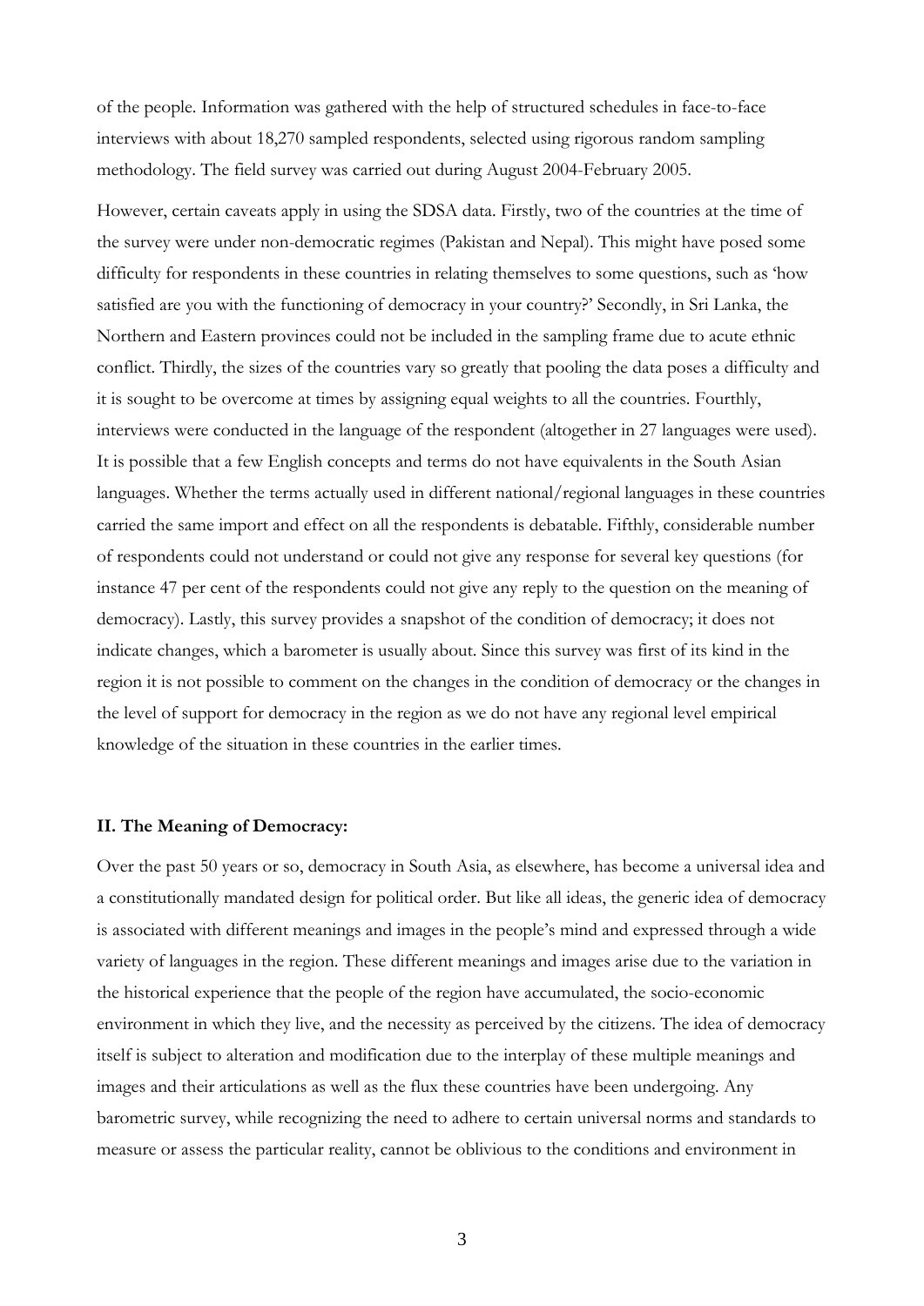of the people. Information was gathered with the help of structured schedules in face-to-face interviews with about 18,270 sampled respondents, selected using rigorous random sampling methodology. The field survey was carried out during August 2004-February 2005.

However, certain caveats apply in using the SDSA data. Firstly, two of the countries at the time of the survey were under non-democratic regimes (Pakistan and Nepal). This might have posed some difficulty for respondents in these countries in relating themselves to some questions, such as 'how satisfied are you with the functioning of democracy in your country?' Secondly, in Sri Lanka, the Northern and Eastern provinces could not be included in the sampling frame due to acute ethnic conflict. Thirdly, the sizes of the countries vary so greatly that pooling the data poses a difficulty and it is sought to be overcome at times by assigning equal weights to all the countries. Fourthly, interviews were conducted in the language of the respondent (altogether in 27 languages were used). It is possible that a few English concepts and terms do not have equivalents in the South Asian languages. Whether the terms actually used in different national/regional languages in these countries carried the same import and effect on all the respondents is debatable. Fifthly, considerable number of respondents could not understand or could not give any response for several key questions (for instance 47 per cent of the respondents could not give any reply to the question on the meaning of democracy). Lastly, this survey provides a snapshot of the condition of democracy; it does not indicate changes, which a barometer is usually about. Since this survey was first of its kind in the region it is not possible to comment on the changes in the condition of democracy or the changes in the level of support for democracy in the region as we do not have any regional level empirical knowledge of the situation in these countries in the earlier times.

## II. The Meaning of Democracy:

Over the past 50 years or so, democracy in South Asia, as elsewhere, has become a universal idea and a constitutionally mandated design for political order. But like all ideas, the generic idea of democracy is associated with different meanings and images in the people's mind and expressed through a wide variety of languages in the region. These different meanings and images arise due to the variation in the historical experience that the people of the region have accumulated, the socio-economic environment in which they live, and the necessity as perceived by the citizens. The idea of democracy itself is subject to alteration and modification due to the interplay of these multiple meanings and images and their articulations as well as the flux these countries have been undergoing. Any barometric survey, while recognizing the need to adhere to certain universal norms and standards to measure or assess the particular reality, cannot be oblivious to the conditions and environment in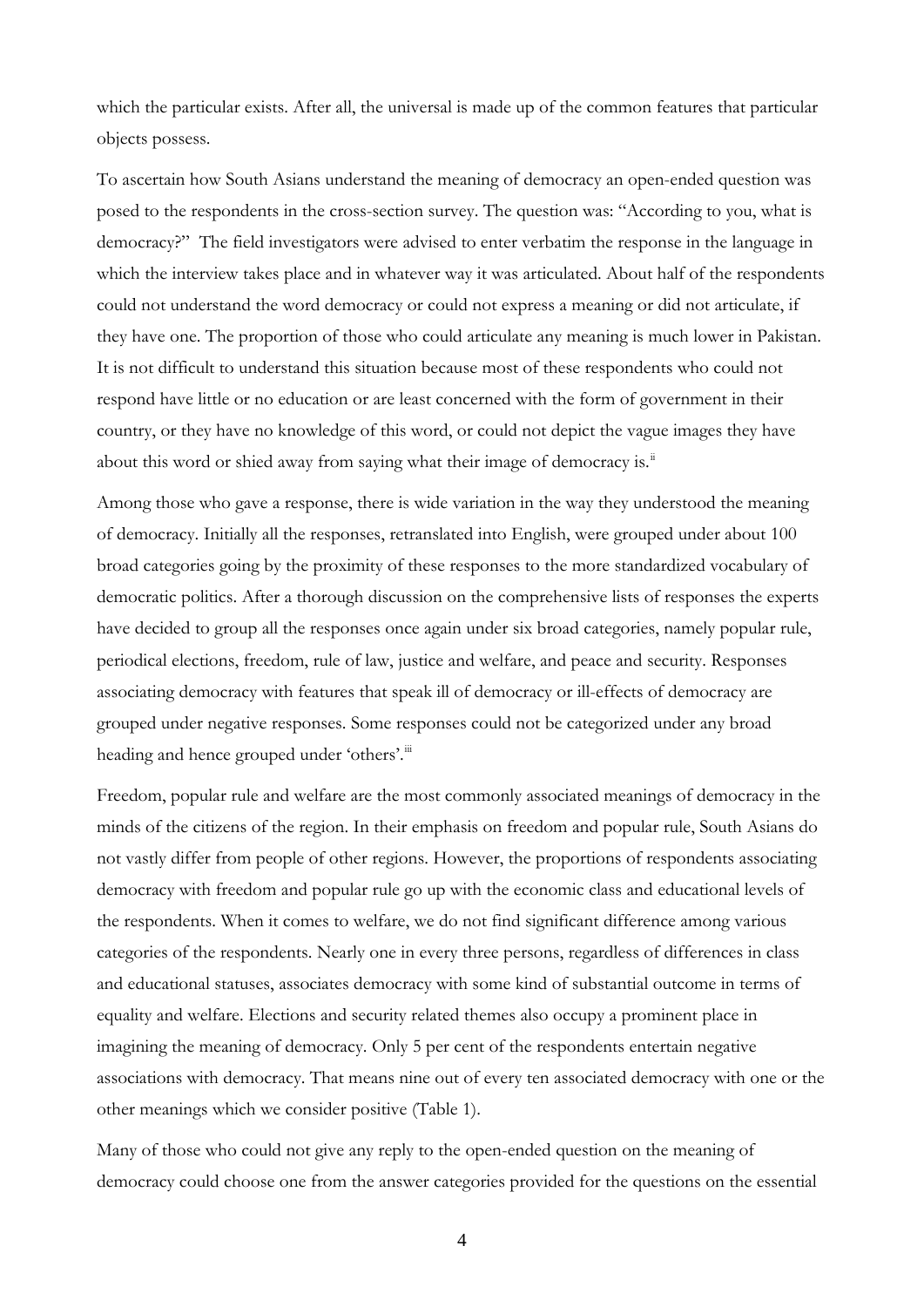which the particular exists. After all, the universal is made up of the common features that particular objects possess.

To ascertain how South Asians understand the meaning of democracy an open-ended question was posed to the respondents in the cross-section survey. The question was: "According to you, what is democracy?" The field investigators were advised to enter verbatim the response in the language in which the interview takes place and in whatever way it was articulated. About half of the respondents could not understand the word democracy or could not express a meaning or did not articulate, if they have one. The proportion of those who could articulate any meaning is much lower in Pakistan. It is not difficult to understand this situation because most of these respondents who could not respond have little or no education or are least concerned with the form of government in their country, or they have no knowledge of this word, or could not depict the vague images they have about this word or shied away from saying what their image of democracy is.[ii]

Among those who gave a response, there is wide variation in the way they understood the meaning of democracy. Initially all the responses, retranslated into English, were grouped under about 100 broad categories going by the proximity of these responses to the more standardized vocabulary of democratic politics. After a thorough discussion on the comprehensive lists of responses the experts have decided to group all the responses once again under six broad categories, namely popular rule, periodical elections, freedom, rule of law, justice and welfare, and peace and security. Responses associating democracy with features that speak ill of democracy or ill-effects of democracy are grouped under negative responses. Some responses could not be categorized under any broad heading and hence grouped under 'others'.[iii]

Freedom, popular rule and welfare are the most commonly associated meanings of democracy in the minds of the citizens of the region. In their emphasis on freedom and popular rule, South Asians do not vastly differ from people of other regions. However, the proportions of respondents associating democracy with freedom and popular rule go up with the economic class and educational levels of the respondents. When it comes to welfare, we do not find significant difference among various categories of the respondents. Nearly one in every three persons, regardless of differences in class and educational statuses, associates democracy with some kind of substantial outcome in terms of equality and welfare. Elections and security related themes also occupy a prominent place in imagining the meaning of democracy. Only 5 per cent of the respondents entertain negative associations with democracy. That means nine out of every ten associated democracy with one or the other meanings which we consider positive (Table 1).

Many of those who could not give any reply to the open-ended question on the meaning of democracy could choose one from the answer categories provided for the questions on the essential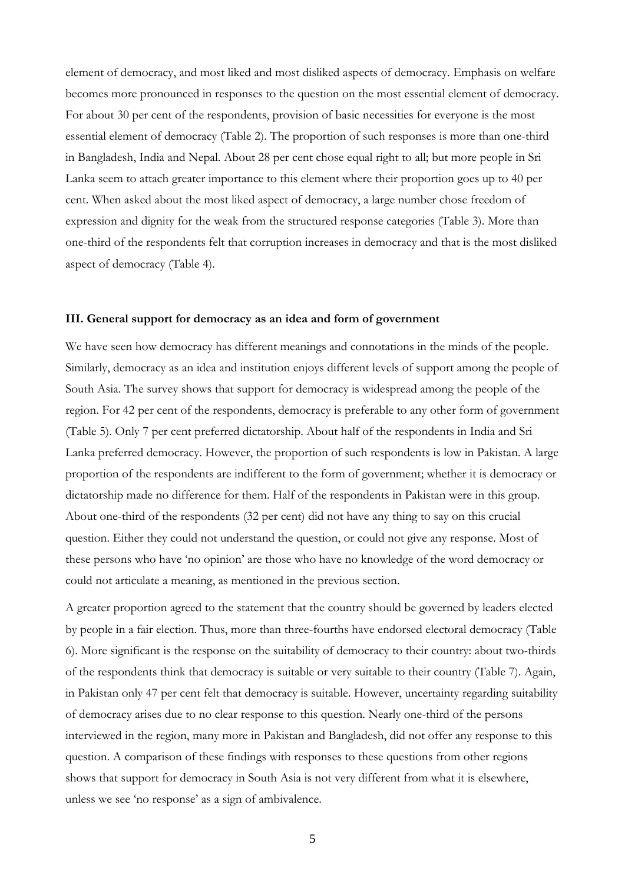element of democracy, and most liked and most disliked aspects of democracy. Emphasis on welfare becomes more pronounced in responses to the question on the most essential element of democracy. For about 30 per cent of the respondents, provision of basic necessities for everyone is the most essential element of democracy (Table 2). The proportion of such responses is more than one-third in Bangladesh, India and Nepal. About 28 per cent chose equal right to all; but more people in Sri Lanka seem to attach greater importance to this element where their proportion goes up to 40 per cent. When asked about the most liked aspect of democracy, a large number chose freedom of expression and dignity for the weak from the structured response categories (Table 3). More than one-third of the respondents felt that corruption increases in democracy and that is the most disliked aspect of democracy (Table 4).

### III. General support for democracy as an idea and form of government

We have seen how democracy has different meanings and connotations in the minds of the people. Similarly, democracy as an idea and institution enjoys different levels of support among the people of South Asia. The survey shows that support for democracy is widespread among the people of the region. For 42 per cent of the respondents, democracy is preferable to any other form of government (Table 5). Only 7 per cent preferred dictatorship. About half of the respondents in India and Sri Lanka preferred democracy. However, the proportion of such respondents is low in Pakistan. A large proportion of the respondents are indifferent to the form of government; whether it is democracy or dictatorship made no difference for them. Half of the respondents in Pakistan were in this group. About one-third of the respondents (32 per cent) did not have any thing to say on this crucial question. Either they could not understand the question, or could not give any response. Most of these persons who have 'no opinion' are those who have no knowledge of the word democracy or could not articulate a meaning, as mentioned in the previous section.

A greater proportion agreed to the statement that the country should be governed by leaders elected by people in a fair election. Thus, more than three-fourths have endorsed electoral democracy (Table 6). More significant is the response on the suitability of democracy to their country: about two-thirds of the respondents think that democracy is suitable or very suitable to their country (Table 7). Again, in Pakistan only 47 per cent felt that democracy is suitable. However, uncertainty regarding suitability of democracy arises due to no clear response to this question. Nearly one-third of the persons interviewed in the region, many more in Pakistan and Bangladesh, did not offer any response to this question. A comparison of these findings with responses to these questions from other regions shows that support for democracy in South Asia is not very different from what it is elsewhere, unless we see 'no response' as a sign of ambivalence.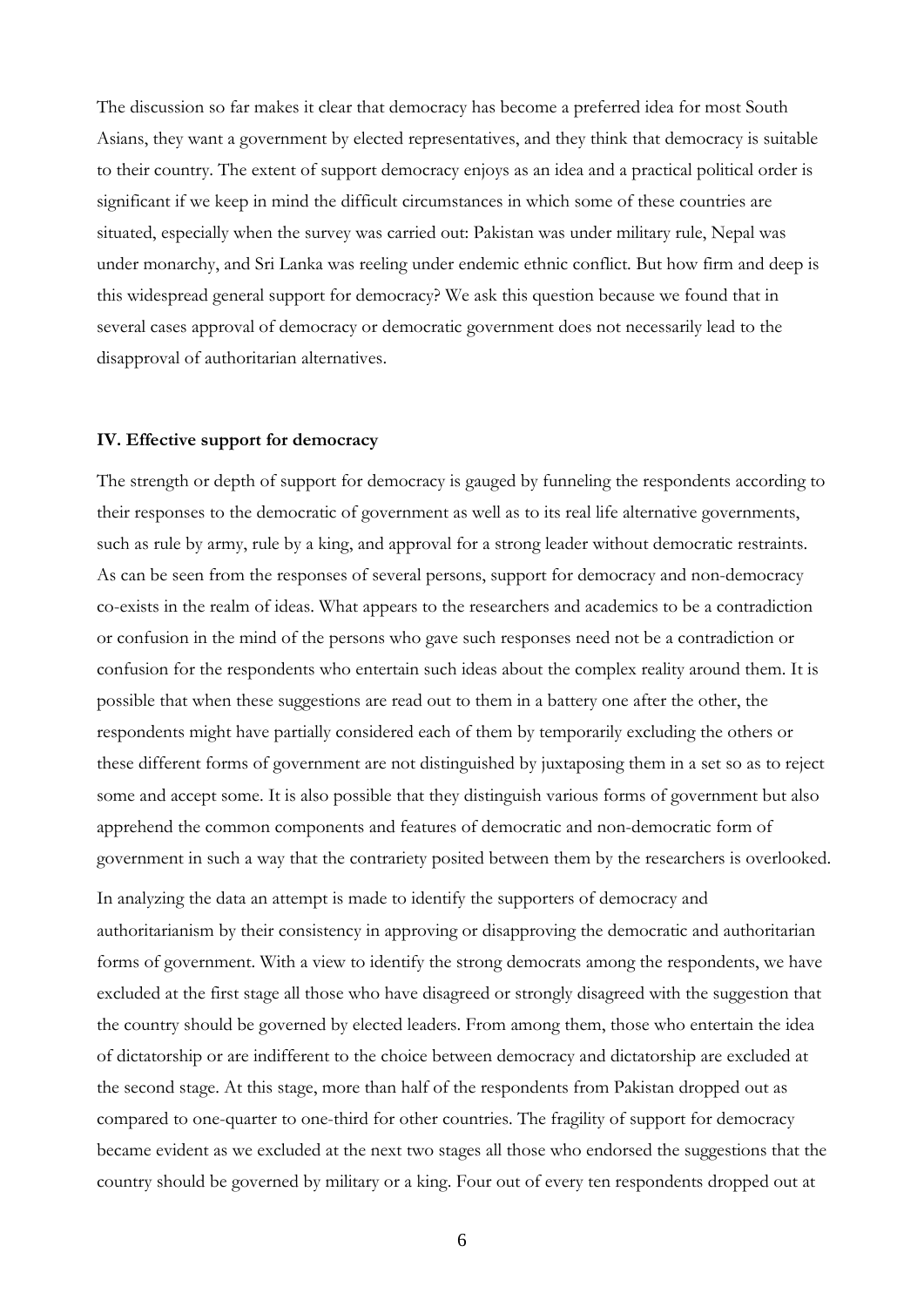The discussion so far makes it clear that democracy has become a preferred idea for most South Asians, they want a government by elected representatives, and they think that democracy is suitable to their country. The extent of support democracy enjoys as an idea and a practical political order is significant if we keep in mind the difficult circumstances in which some of these countries are situated, especially when the survey was carried out: Pakistan was under military rule, Nepal was under monarchy, and Sri Lanka was reeling under endemic ethnic conflict. But how firm and deep is this widespread general support for democracy? We ask this question because we found that in several cases approval of democracy or democratic government does not necessarily lead to the disapproval of authoritarian alternatives.

**IV. Effective support for democracy**

The strength or depth of support for democracy is gauged by funneling the respondents according to their responses to the democratic of government as well as to its real life alternative governments, such as rule by army, rule by a king, and approval for a strong leader without democratic restraints. As can be seen from the responses of several persons, support for democracy and non-democracy co-exists in the realm of ideas. What appears to the researchers and academics to be a contradiction or confusion in the mind of the persons who gave such responses need not be a contradiction or confusion for the respondents who entertain such ideas about the complex reality around them. It is possible that when these suggestions are read out to them in a battery one after the other, the respondents might have partially considered each of them by temporarily excluding the others or these different forms of government are not distinguished by juxtaposing them in a set so as to reject some and accept some. It is also possible that they distinguish various forms of government but also apprehend the common components and features of democratic and non-democratic form of government in such a way that the contrariety posited between them by the researchers is overlooked.

In analyzing the data an attempt is made to identify the supporters of democracy and authoritarianism by their consistency in approving or disapproving the democratic and authoritarian forms of government. With a view to identify the strong democrats among the respondents, we have excluded at the first stage all those who have disagreed or strongly disagreed with the suggestion that the country should be governed by elected leaders. From among them, those who entertain the idea of dictatorship or are indifferent to the choice between democracy and dictatorship are excluded at the second stage. At this stage, more than half of the respondents from Pakistan dropped out as compared to one-quarter to one-third for other countries. The fragility of support for democracy became evident as we excluded at the next two stages all those who endorsed the suggestions that the country should be governed by military or a king. Four out of every ten respondents dropped out at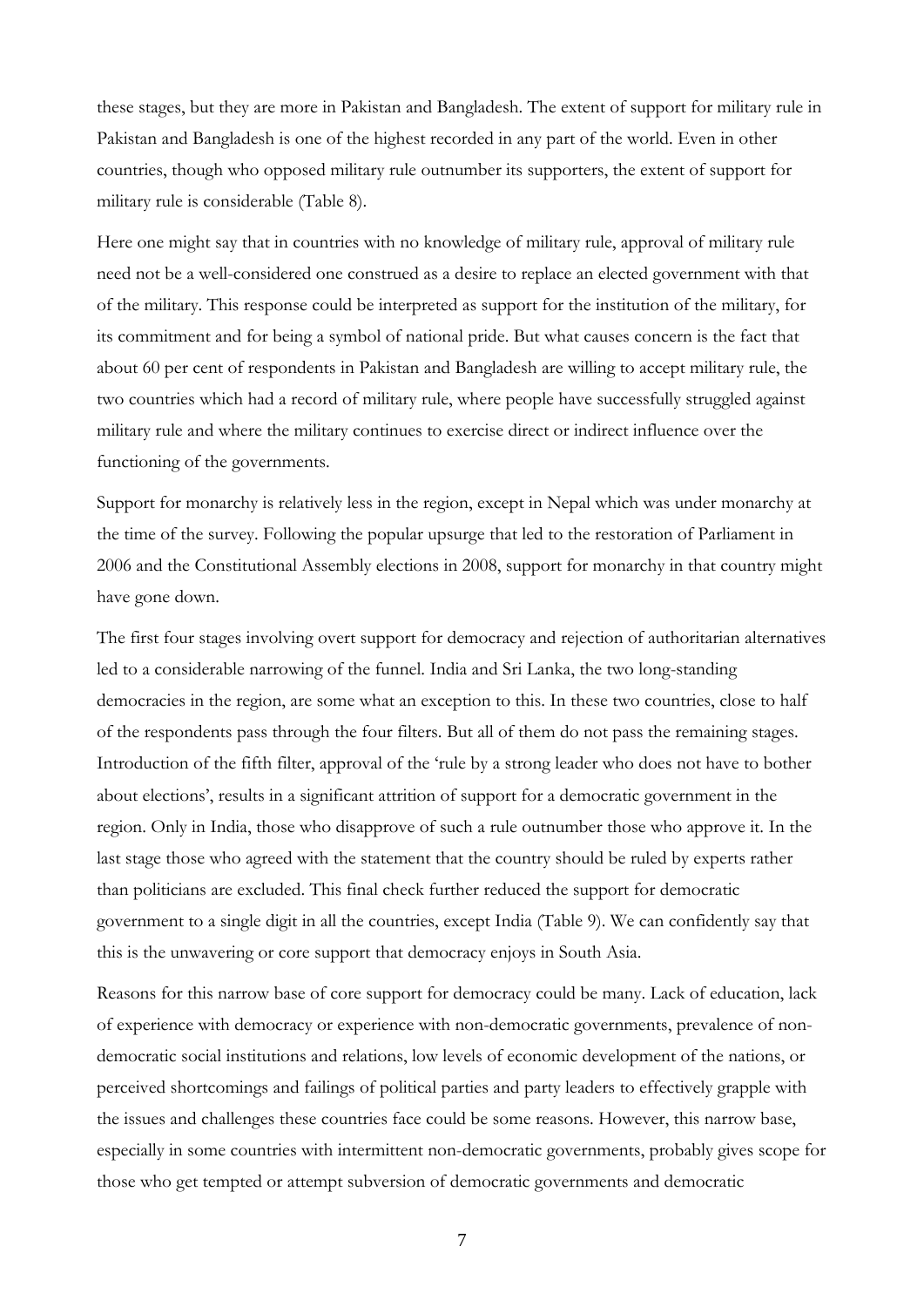these stages, but they are more in Pakistan and Bangladesh. The extent of support for military rule in Pakistan and Bangladesh is one of the highest recorded in any part of the world. Even in other countries, though who opposed military rule outnumber its supporters, the extent of support for military rule is considerable (Table 8).

Here one might say that in countries with no knowledge of military rule, approval of military rule need not be a well-considered one construed as a desire to replace an elected government with that of the military. This response could be interpreted as support for the institution of the military, for its commitment and for being a symbol of national pride. But what causes concern is the fact that about 60 per cent of respondents in Pakistan and Bangladesh are willing to accept military rule, the two countries which had a record of military rule, where people have successfully struggled against military rule and where the military continues to exercise direct or indirect influence over the functioning of the governments.

Support for monarchy is relatively less in the region, except in Nepal which was under monarchy at the time of the survey. Following the popular upsurge that led to the restoration of Parliament in 2006 and the Constitutional Assembly elections in 2008, support for monarchy in that country might have gone down.

The first four stages involving overt support for democracy and rejection of authoritarian alternatives led to a considerable narrowing of the funnel. India and Sri Lanka, the two long-standing democracies in the region, are some what an exception to this. In these two countries, close to half of the respondents pass through the four filters. But all of them do not pass the remaining stages. Introduction of the fifth filter, approval of the 'rule by a strong leader who does not have to bother about elections', results in a significant attrition of support for a democratic government in the region. Only in India, those who disapprove of such a rule outnumber those who approve it. In the last stage those who agreed with the statement that the country should be ruled by experts rather than politicians are excluded. This final check further reduced the support for democratic government to a single digit in all the countries, except India (Table 9). We can confidently say that this is the unwavering or core support that democracy enjoys in South Asia.

Reasons for this narrow base of core support for democracy could be many. Lack of education, lack of experience with democracy or experience with non-democratic governments, prevalence of non-democratic social institutions and relations, low levels of economic development of the nations, or perceived shortcomings and failings of political parties and party leaders to effectively grapple with the issues and challenges these countries face could be some reasons. However, this narrow base, especially in some countries with intermittent non-democratic governments, probably gives scope for those who get tempted or attempt subversion of democratic governments and democratic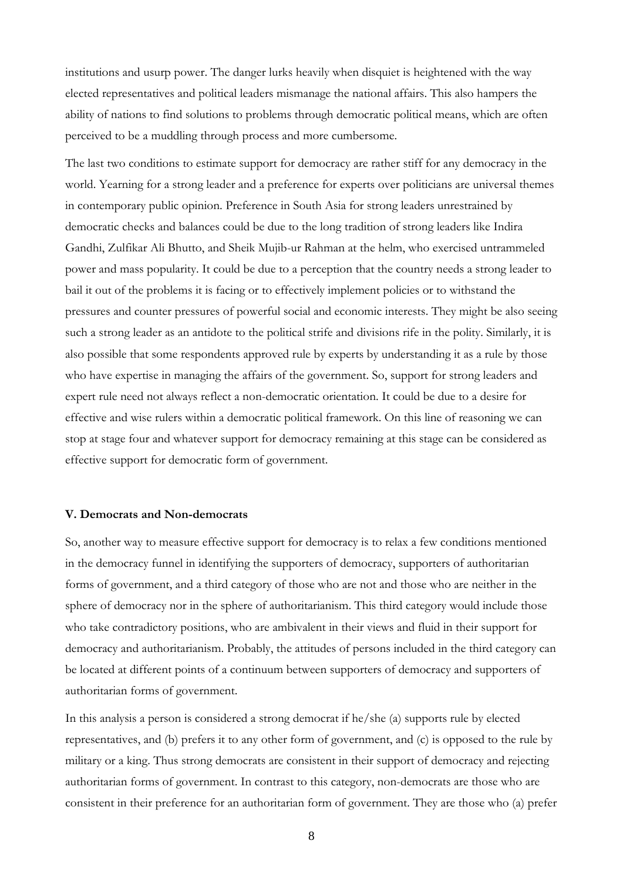institutions and usurp power. The danger lurks heavily when disquiet is heightened with the way elected representatives and political leaders mismanage the national affairs. This also hampers the ability of nations to find solutions to problems through democratic political means, which are often perceived to be a muddling through process and more cumbersome.

The last two conditions to estimate support for democracy are rather stiff for any democracy in the world. Yearning for a strong leader and a preference for experts over politicians are universal themes in contemporary public opinion. Preference in South Asia for strong leaders unrestrained by democratic checks and balances could be due to the long tradition of strong leaders like Indira Gandhi, Zulfikar Ali Bhutto, and Sheik Mujib-ur Rahman at the helm, who exercised untrammeled power and mass popularity. It could be due to a perception that the country needs a strong leader to bail it out of the problems it is facing or to effectively implement policies or to withstand the pressures and counter pressures of powerful social and economic interests. They might be also seeing such a strong leader as an antidote to the political strife and divisions rife in the polity. Similarly, it is also possible that some respondents approved rule by experts by understanding it as a rule by those who have expertise in managing the affairs of the government. So, support for strong leaders and expert rule need not always reflect a non-democratic orientation. It could be due to a desire for effective and wise rulers within a democratic political framework. On this line of reasoning we can stop at stage four and whatever support for democracy remaining at this stage can be considered as effective support for democratic form of government.

### V. Democrats and Non-democrats

So, another way to measure effective support for democracy is to relax a few conditions mentioned in the democracy funnel in identifying the supporters of democracy, supporters of authoritarian forms of government, and a third category of those who are not and those who are neither in the sphere of democracy nor in the sphere of authoritarianism. This third category would include those who take contradictory positions, who are ambivalent in their views and fluid in their support for democracy and authoritarianism. Probably, the attitudes of persons included in the third category can be located at different points of a continuum between supporters of democracy and supporters of authoritarian forms of government.

In this analysis a person is considered a strong democrat if he/she (a) supports rule by elected representatives, and (b) prefers it to any other form of government, and (c) is opposed to the rule by military or a king. Thus strong democrats are consistent in their support of democracy and rejecting authoritarian forms of government. In contrast to this category, non-democrats are those who are consistent in their preference for an authoritarian form of government. They are those who (a) prefer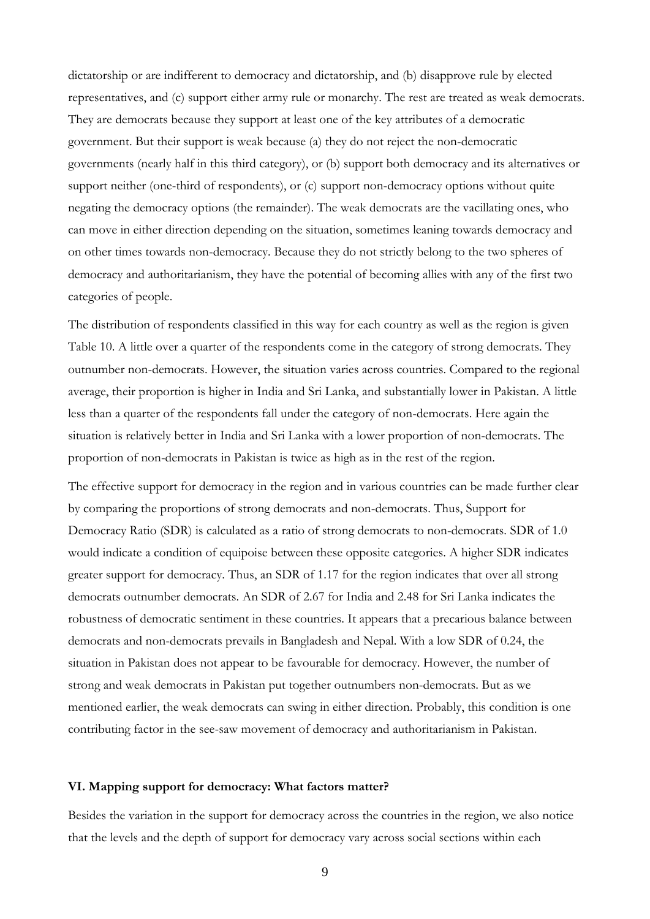dictatorship or are indifferent to democracy and dictatorship, and (b) disapprove rule by elected representatives, and (c) support either army rule or monarchy. The rest are treated as weak democrats. They are democrats because they support at least one of the key attributes of a democratic government. But their support is weak because (a) they do not reject the non-democratic governments (nearly half in this third category), or (b) support both democracy and its alternatives or support neither (one-third of respondents), or (c) support non-democracy options without quite negating the democracy options (the remainder). The weak democrats are the vacillating ones, who can move in either direction depending on the situation, sometimes leaning towards democracy and on other times towards non-democracy. Because they do not strictly belong to the two spheres of democracy and authoritarianism, they have the potential of becoming allies with any of the first two categories of people.

The distribution of respondents classified in this way for each country as well as the region is given Table 10. A little over a quarter of the respondents come in the category of strong democrats. They outnumber non-democrats. However, the situation varies across countries. Compared to the regional average, their proportion is higher in India and Sri Lanka, and substantially lower in Pakistan. A little less than a quarter of the respondents fall under the category of non-democrats. Here again the situation is relatively better in India and Sri Lanka with a lower proportion of non-democrats. The proportion of non-democrats in Pakistan is twice as high as in the rest of the region.

The effective support for democracy in the region and in various countries can be made further clear by comparing the proportions of strong democrats and non-democrats. Thus, Support for Democracy Ratio (SDR) is calculated as a ratio of strong democrats to non-democrats. SDR of 1.0 would indicate a condition of equipoise between these opposite categories. A higher SDR indicates greater support for democracy. Thus, an SDR of 1.17 for the region indicates that over all strong democrats outnumber democrats. An SDR of 2.67 for India and 2.48 for Sri Lanka indicates the robustness of democratic sentiment in these countries. It appears that a precarious balance between democrats and non-democrats prevails in Bangladesh and Nepal. With a low SDR of 0.24, the situation in Pakistan does not appear to be favourable for democracy. However, the number of strong and weak democrats in Pakistan put together outnumbers non-democrats. But as we mentioned earlier, the weak democrats can swing in either direction. Probably, this condition is one contributing factor in the see-saw movement of democracy and authoritarianism in Pakistan.

## VI. Mapping support for democracy: What factors matter?

Besides the variation in the support for democracy across the countries in the region, we also notice that the levels and the depth of support for democracy vary across social sections within each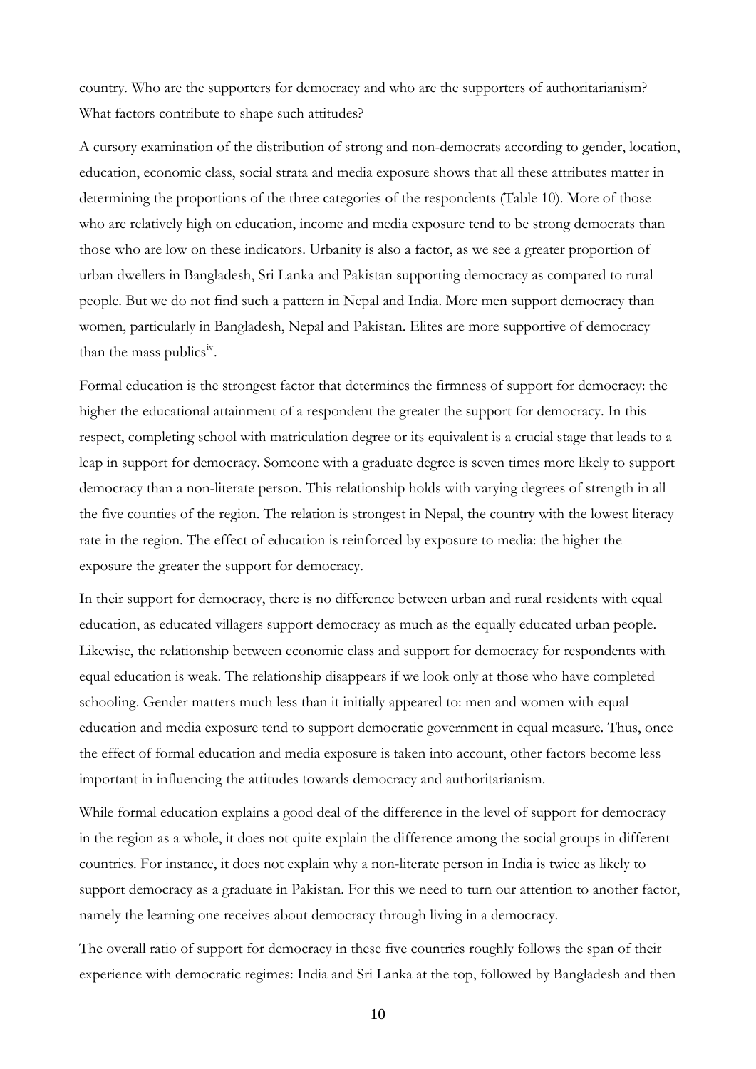country. Who are the supporters for democracy and who are the supporters of authoritarianism? What factors contribute to shape such attitudes?

A cursory examination of the distribution of strong and non-democrats according to gender, location, education, economic class, social strata and media exposure shows that all these attributes matter in determining the proportions of the three categories of the respondents (Table 10). More of those who are relatively high on education, income and media exposure tend to be strong democrats than those who are low on these indicators. Urbanity is also a factor, as we see a greater proportion of urban dwellers in Bangladesh, Sri Lanka and Pakistan supporting democracy as compared to rural people. But we do not find such a pattern in Nepal and India. More men support democracy than women, particularly in Bangladesh, Nepal and Pakistan. Elites are more supportive of democracy than the mass publics[iv].

Formal education is the strongest factor that determines the firmness of support for democracy: the higher the educational attainment of a respondent the greater the support for democracy. In this respect, completing school with matriculation degree or its equivalent is a crucial stage that leads to a leap in support for democracy. Someone with a graduate degree is seven times more likely to support democracy than a non-literate person. This relationship holds with varying degrees of strength in all the five counties of the region. The relation is strongest in Nepal, the country with the lowest literacy rate in the region. The effect of education is reinforced by exposure to media: the higher the exposure the greater the support for democracy.

In their support for democracy, there is no difference between urban and rural residents with equal education, as educated villagers support democracy as much as the equally educated urban people. Likewise, the relationship between economic class and support for democracy for respondents with equal education is weak. The relationship disappears if we look only at those who have completed schooling. Gender matters much less than it initially appeared to: men and women with equal education and media exposure tend to support democratic government in equal measure. Thus, once the effect of formal education and media exposure is taken into account, other factors become less important in influencing the attitudes towards democracy and authoritarianism.

While formal education explains a good deal of the difference in the level of support for democracy in the region as a whole, it does not quite explain the difference among the social groups in different countries. For instance, it does not explain why a non-literate person in India is twice as likely to support democracy as a graduate in Pakistan. For this we need to turn our attention to another factor, namely the learning one receives about democracy through living in a democracy.

The overall ratio of support for democracy in these five countries roughly follows the span of their experience with democratic regimes: India and Sri Lanka at the top, followed by Bangladesh and then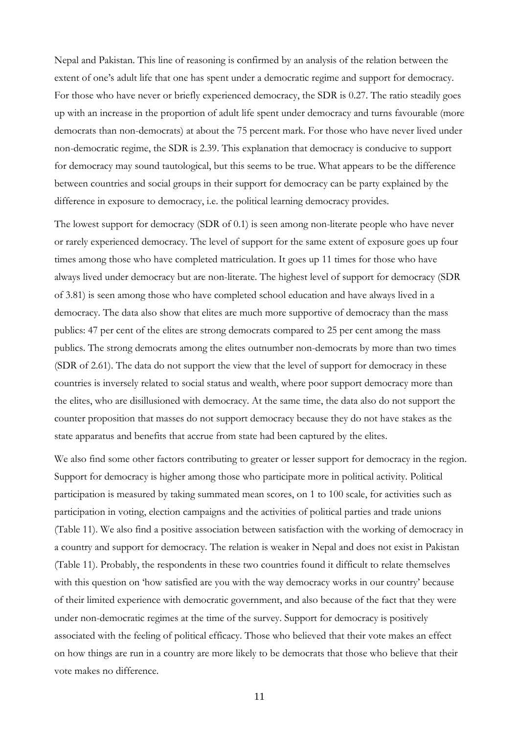Nepal and Pakistan. This line of reasoning is confirmed by an analysis of the relation between the extent of one's adult life that one has spent under a democratic regime and support for democracy. For those who have never or briefly experienced democracy, the SDR is 0.27. The ratio steadily goes up with an increase in the proportion of adult life spent under democracy and turns favourable (more democrats than non-democrats) at about the 75 percent mark. For those who have never lived under non-democratic regime, the SDR is 2.39. This explanation that democracy is conducive to support for democracy may sound tautological, but this seems to be true. What appears to be the difference between countries and social groups in their support for democracy can be party explained by the difference in exposure to democracy, i.e. the political learning democracy provides.

The lowest support for democracy (SDR of 0.1) is seen among non-literate people who have never or rarely experienced democracy. The level of support for the same extent of exposure goes up four times among those who have completed matriculation. It goes up 11 times for those who have always lived under democracy but are non-literate. The highest level of support for democracy (SDR of 3.81) is seen among those who have completed school education and have always lived in a democracy. The data also show that elites are much more supportive of democracy than the mass publics: 47 per cent of the elites are strong democrats compared to 25 per cent among the mass publics. The strong democrats among the elites outnumber non-democrats by more than two times (SDR of 2.61). The data do not support the view that the level of support for democracy in these countries is inversely related to social status and wealth, where poor support democracy more than the elites, who are disillusioned with democracy. At the same time, the data also do not support the counter proposition that masses do not support democracy because they do not have stakes as the state apparatus and benefits that accrue from state had been captured by the elites.

We also find some other factors contributing to greater or lesser support for democracy in the region. Support for democracy is higher among those who participate more in political activity. Political participation is measured by taking summated mean scores, on 1 to 100 scale, for activities such as participation in voting, election campaigns and the activities of political parties and trade unions (Table 11). We also find a positive association between satisfaction with the working of democracy in a country and support for democracy. The relation is weaker in Nepal and does not exist in Pakistan (Table 11). Probably, the respondents in these two countries found it difficult to relate themselves with this question on 'how satisfied are you with the way democracy works in our country' because of their limited experience with democratic government, and also because of the fact that they were under non-democratic regimes at the time of the survey. Support for democracy is positively associated with the feeling of political efficacy. Those who believed that their vote makes an effect on how things are run in a country are more likely to be democrats that those who believe that their vote makes no difference.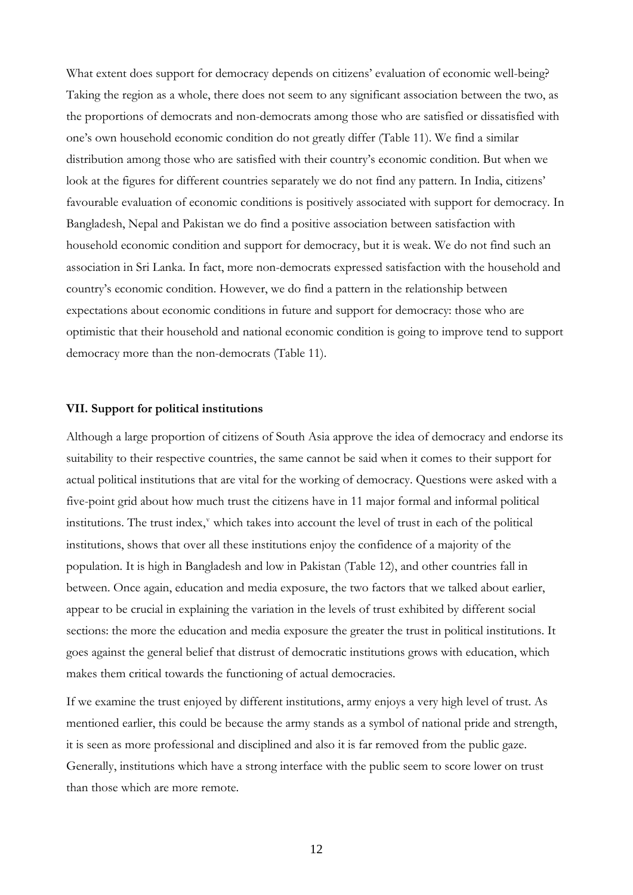What extent does support for democracy depends on citizens' evaluation of economic well-being? Taking the region as a whole, there does not seem to any significant association between the two, as the proportions of democrats and non-democrats among those who are satisfied or dissatisfied with one's own household economic condition do not greatly differ (Table 11). We find a similar distribution among those who are satisfied with their country's economic condition. But when we look at the figures for different countries separately we do not find any pattern. In India, citizens' favourable evaluation of economic conditions is positively associated with support for democracy. In Bangladesh, Nepal and Pakistan we do find a positive association between satisfaction with household economic condition and support for democracy, but it is weak. We do not find such an association in Sri Lanka. In fact, more non-democrats expressed satisfaction with the household and country's economic condition. However, we do find a pattern in the relationship between expectations about economic conditions in future and support for democracy: those who are optimistic that their household and national economic condition is going to improve tend to support democracy more than the non-democrats (Table 11).

### VII. Support for political institutions

Although a large proportion of citizens of South Asia approve the idea of democracy and endorse its suitability to their respective countries, the same cannot be said when it comes to their support for actual political institutions that are vital for the working of democracy. Questions were asked with a five-point grid about how much trust the citizens have in 11 major formal and informal political institutions. The trust index,[v] which takes into account the level of trust in each of the political institutions, shows that over all these institutions enjoy the confidence of a majority of the population. It is high in Bangladesh and low in Pakistan (Table 12), and other countries fall in between. Once again, education and media exposure, the two factors that we talked about earlier, appear to be crucial in explaining the variation in the levels of trust exhibited by different social sections: the more the education and media exposure the greater the trust in political institutions. It goes against the general belief that distrust of democratic institutions grows with education, which makes them critical towards the functioning of actual democracies.

If we examine the trust enjoyed by different institutions, army enjoys a very high level of trust. As mentioned earlier, this could be because the army stands as a symbol of national pride and strength, it is seen as more professional and disciplined and also it is far removed from the public gaze. Generally, institutions which have a strong interface with the public seem to score lower on trust than those which are more remote.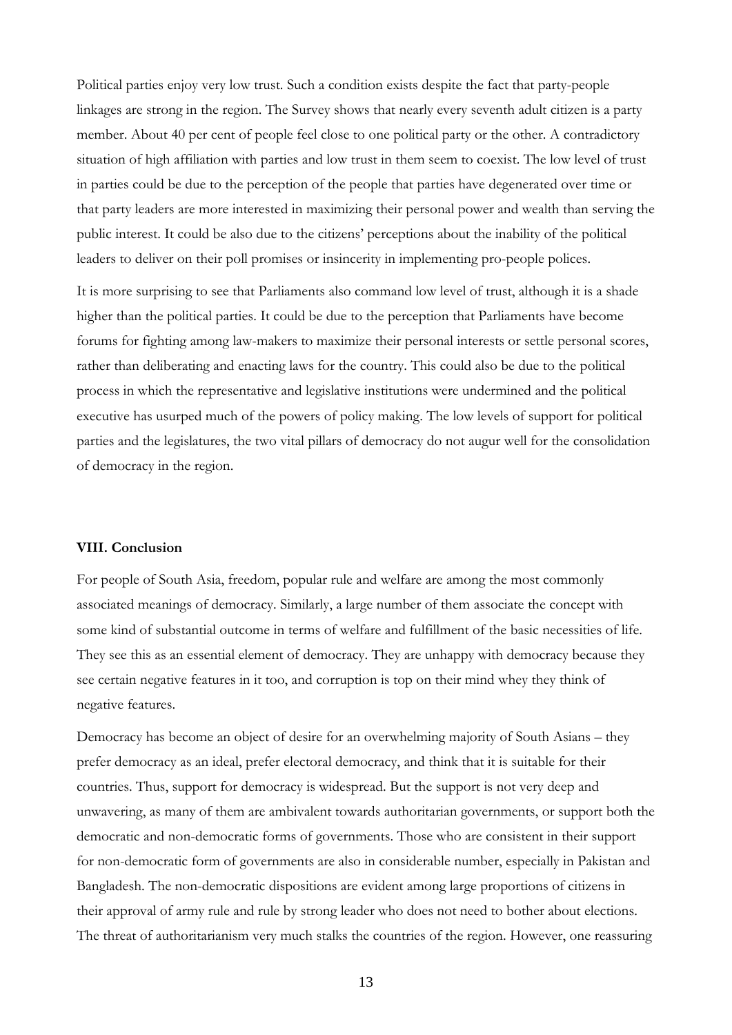Political parties enjoy very low trust. Such a condition exists despite the fact that party-people linkages are strong in the region. The Survey shows that nearly every seventh adult citizen is a party member. About 40 per cent of people feel close to one political party or the other. A contradictory situation of high affiliation with parties and low trust in them seem to coexist. The low level of trust in parties could be due to the perception of the people that parties have degenerated over time or that party leaders are more interested in maximizing their personal power and wealth than serving the public interest. It could be also due to the citizens' perceptions about the inability of the political leaders to deliver on their poll promises or insincerity in implementing pro-people polices.

It is more surprising to see that Parliaments also command low level of trust, although it is a shade higher than the political parties. It could be due to the perception that Parliaments have become forums for fighting among law-makers to maximize their personal interests or settle personal scores, rather than deliberating and enacting laws for the country. This could also be due to the political process in which the representative and legislative institutions were undermined and the political executive has usurped much of the powers of policy making. The low levels of support for political parties and the legislatures, the two vital pillars of democracy do not augur well for the consolidation of democracy in the region.

## VIII. Conclusion

For people of South Asia, freedom, popular rule and welfare are among the most commonly associated meanings of democracy. Similarly, a large number of them associate the concept with some kind of substantial outcome in terms of welfare and fulfillment of the basic necessities of life. They see this as an essential element of democracy. They are unhappy with democracy because they see certain negative features in it too, and corruption is top on their mind whey they think of negative features.

Democracy has become an object of desire for an overwhelming majority of South Asians – they prefer democracy as an ideal, prefer electoral democracy, and think that it is suitable for their countries. Thus, support for democracy is widespread. But the support is not very deep and unwavering, as many of them are ambivalent towards authoritarian governments, or support both the democratic and non-democratic forms of governments. Those who are consistent in their support for non-democratic form of governments are also in considerable number, especially in Pakistan and Bangladesh. The non-democratic dispositions are evident among large proportions of citizens in their approval of army rule and rule by strong leader who does not need to bother about elections. The threat of authoritarianism very much stalks the countries of the region. However, one reassuring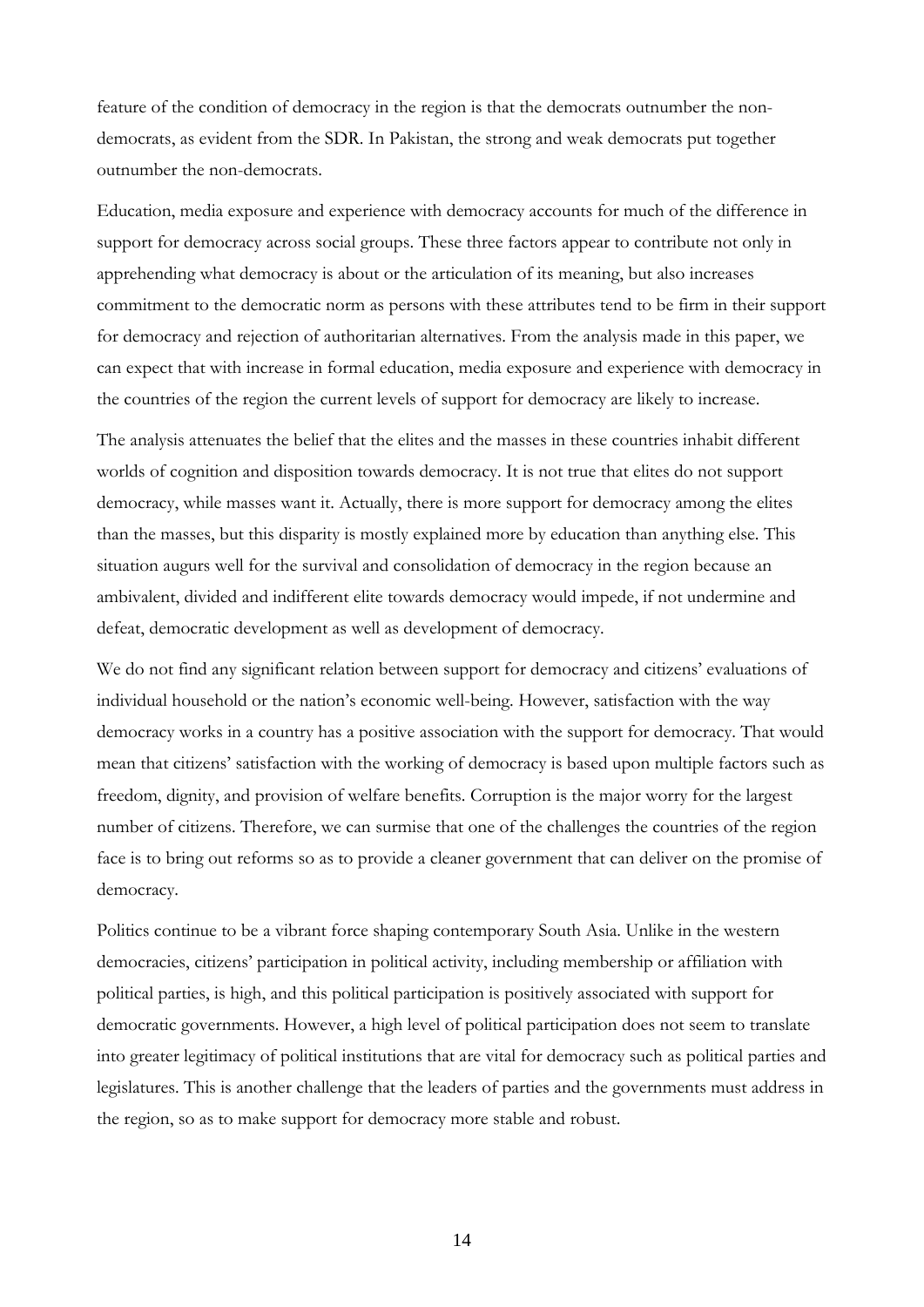feature of the condition of democracy in the region is that the democrats outnumber the non-democrats, as evident from the SDR. In Pakistan, the strong and weak democrats put together outnumber the non-democrats.

Education, media exposure and experience with democracy accounts for much of the difference in support for democracy across social groups. These three factors appear to contribute not only in apprehending what democracy is about or the articulation of its meaning, but also increases commitment to the democratic norm as persons with these attributes tend to be firm in their support for democracy and rejection of authoritarian alternatives. From the analysis made in this paper, we can expect that with increase in formal education, media exposure and experience with democracy in the countries of the region the current levels of support for democracy are likely to increase.

The analysis attenuates the belief that the elites and the masses in these countries inhabit different worlds of cognition and disposition towards democracy. It is not true that elites do not support democracy, while masses want it. Actually, there is more support for democracy among the elites than the masses, but this disparity is mostly explained more by education than anything else. This situation augurs well for the survival and consolidation of democracy in the region because an ambivalent, divided and indifferent elite towards democracy would impede, if not undermine and defeat, democratic development as well as development of democracy.

We do not find any significant relation between support for democracy and citizens' evaluations of individual household or the nation's economic well-being. However, satisfaction with the way democracy works in a country has a positive association with the support for democracy. That would mean that citizens' satisfaction with the working of democracy is based upon multiple factors such as freedom, dignity, and provision of welfare benefits. Corruption is the major worry for the largest number of citizens. Therefore, we can surmise that one of the challenges the countries of the region face is to bring out reforms so as to provide a cleaner government that can deliver on the promise of democracy.

Politics continue to be a vibrant force shaping contemporary South Asia. Unlike in the western democracies, citizens' participation in political activity, including membership or affiliation with political parties, is high, and this political participation is positively associated with support for democratic governments. However, a high level of political participation does not seem to translate into greater legitimacy of political institutions that are vital for democracy such as political parties and legislatures. This is another challenge that the leaders of parties and the governments must address in the region, so as to make support for democracy more stable and robust.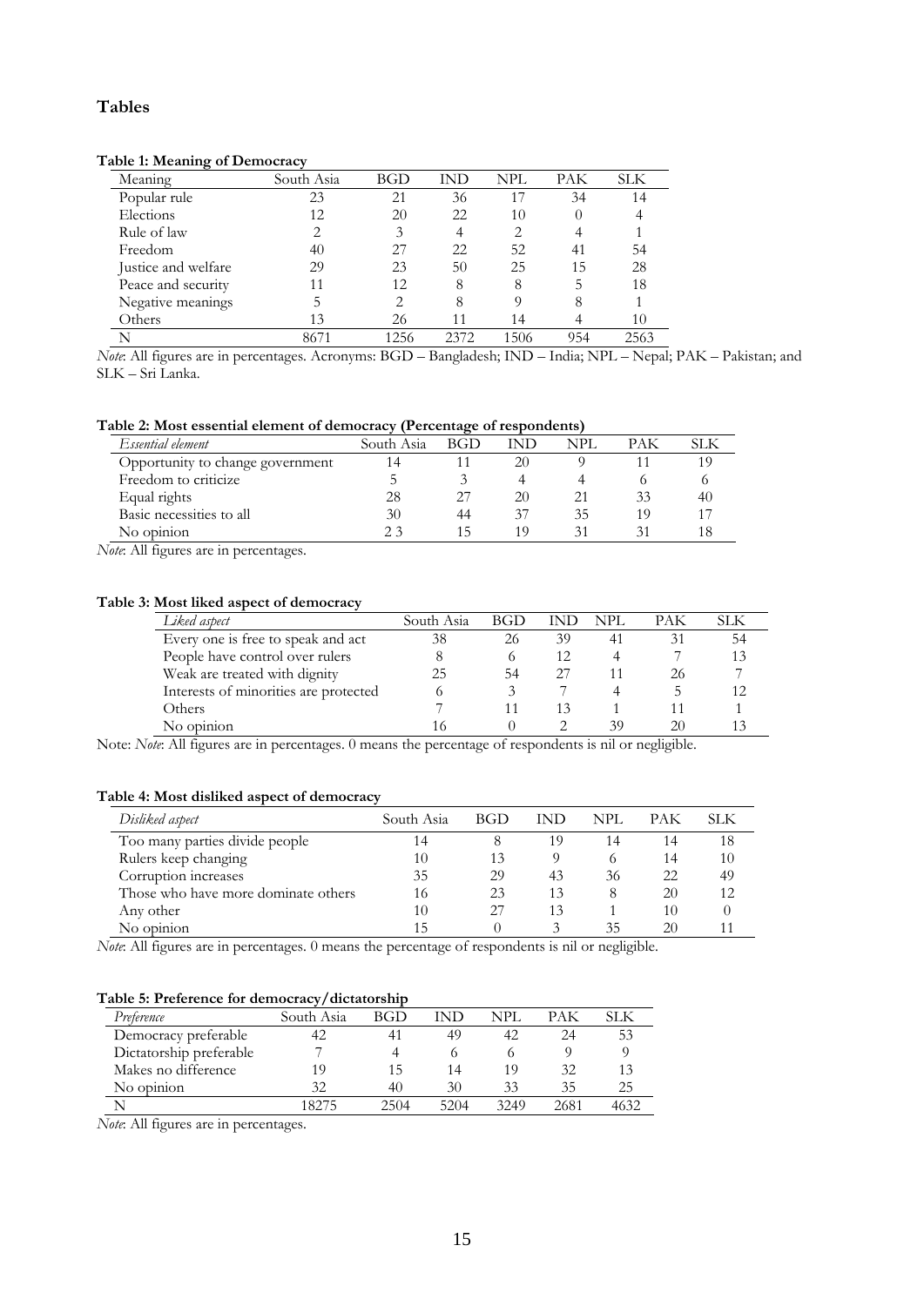## Tables

**Table 1: Meaning of Democracy**

| Meaning | South Asia | BGD | IND | NPL | PAK | SLK |
|---|---|---|---|---|---|---|
| Popular rule | 23 | 21 | 36 | 17 | 34 | 14 |
| Elections | 12 | 20 | 22 | 10 | 0 | 4 |
| Rule of law | 2 | 3 | 4 | 2 | 4 | 1 |
| Freedom | 40 | 27 | 22 | 52 | 41 | 54 |
| Justice and welfare | 29 | 23 | 50 | 25 | 15 | 28 |
| Peace and security | 11 | 12 | 8 | 8 | 5 | 18 |
| Negative meanings | 5 | 2 | 8 | 9 | 8 | 1 |
| Others | 13 | 26 | 11 | 14 | 4 | 10 |
| N | 8671 | 1256 | 2372 | 1506 | 954 | 2563 |

*Note*: All figures are in percentages. Acronyms: BGD – Bangladesh; IND – India; NPL – Nepal; PAK – Pakistan; and SLK – Sri Lanka.

**Table 2: Most essential element of democracy (Percentage of respondents)**

| *Essential element* | South Asia | BGD | IND | NPL | PAK | SLK |
|---|---|---|---|---|---|---|
| Opportunity to change government | 14 | 11 | 20 | 9 | 11 | 19 |
| Freedom to criticize | 5 | 3 | 4 | 4 | 6 | 6 |
| Equal rights | 28 | 27 | 20 | 21 | 33 | 40 |
| Basic necessities to all | 30 | 44 | 37 | 35 | 19 | 17 |
| No opinion | 2 3 | 15 | 19 | 31 | 31 | 18 |

*Note*: All figures are in percentages.

**Table 3: Most liked aspect of democracy**

| *Liked aspect* | South Asia | BGD | IND | NPL | PAK | SLK |
|---|---|---|---|---|---|---|
| Every one is free to speak and act | 38 | 26 | 39 | 41 | 31 | 54 |
| People have control over rulers | 8 | 6 | 12 | 4 | 7 | 13 |
| Weak are treated with dignity | 25 | 54 | 27 | 11 | 26 | 7 |
| Interests of minorities are protected | 6 | 3 | 7 | 4 | 5 | 12 |
| Others | 7 | 11 | 13 | 1 | 11 | 1 |
| No opinion | 16 | 0 | 2 | 39 | 20 | 13 |

Note: *Note*: All figures are in percentages. 0 means the percentage of respondents is nil or negligible.

**Table 4: Most disliked aspect of democracy**

| *Disliked aspect* | South Asia | BGD | IND | NPL | PAK | SLK |
|---|---|---|---|---|---|---|
| Too many parties divide people | 14 | 8 | 19 | 14 | 14 | 18 |
| Rulers keep changing | 10 | 13 | 9 | 6 | 14 | 10 |
| Corruption increases | 35 | 29 | 43 | 36 | 22 | 49 |
| Those who have more dominate others | 16 | 23 | 13 | 8 | 20 | 12 |
| Any other | 10 | 27 | 13 | 1 | 10 | 0 |
| No opinion | 15 | 0 | 3 | 35 | 20 | 11 |

*Note*: All figures are in percentages. 0 means the percentage of respondents is nil or negligible.

**Table 5: Preference for democracy/dictatorship**

| *Preference* | South Asia | BGD | IND | NPL | PAK | SLK |
|---|---|---|---|---|---|---|
| Democracy preferable | 42 | 41 | 49 | 42 | 24 | 53 |
| Dictatorship preferable | 7 | 4 | 6 | 6 | 9 | 9 |
| Makes no difference | 19 | 15 | 14 | 19 | 32 | 13 |
| No opinion | 32 | 40 | 30 | 33 | 35 | 25 |
| N | 18275 | 2504 | 5204 | 3249 | 2681 | 4632 |

*Note*: All figures are in percentages.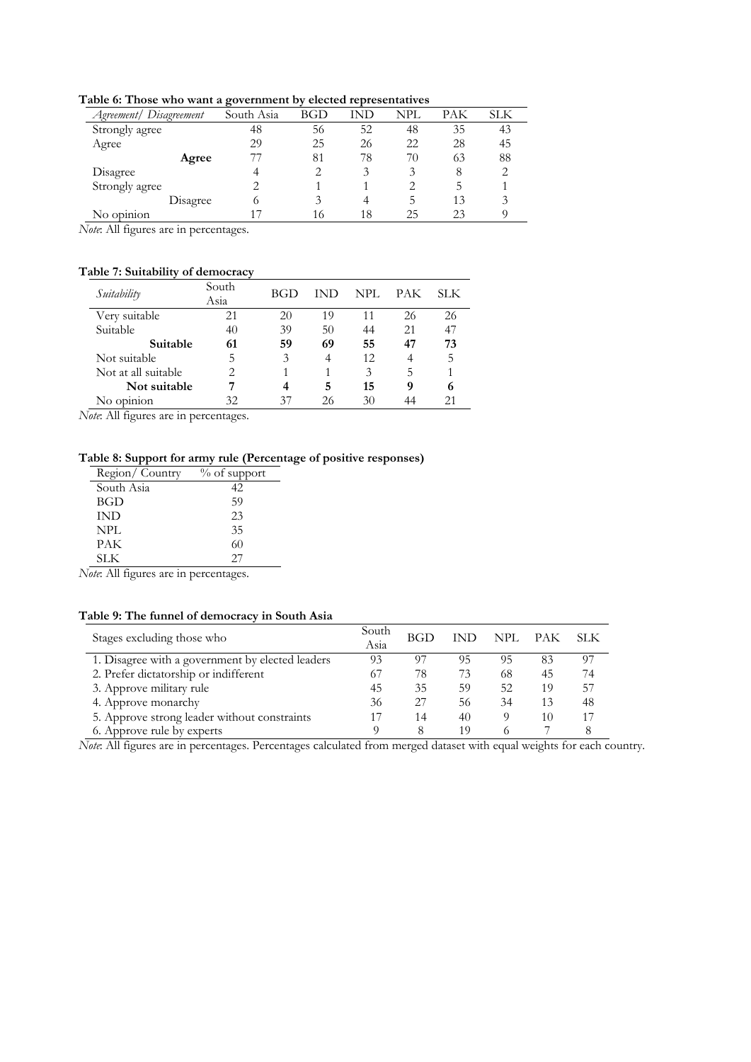**Table 6: Those who want a government by elected representatives**

| *Agreement/ Disagreement* | South Asia | BGD | IND | NPL | PAK | SLK |
|---|---|---|---|---|---|---|
| Strongly agree | 48 | 56 | 52 | 48 | 35 | 43 |
| Agree | 29 | 25 | 26 | 22 | 28 | 45 |
| **Agree** | 77 | 81 | 78 | 70 | 63 | 88 |
| Disagree | 4 | 2 | 3 | 3 | 8 | 2 |
| Strongly agree | 2 | 1 | 1 | 2 | 5 | 1 |
| Disagree | 6 | 3 | 4 | 5 | 13 | 3 |
| No opinion | 17 | 16 | 18 | 25 | 23 | 9 |

*Note*: All figures are in percentages.

**Table 7: Suitability of democracy**

| *Suitability* | South Asia | BGD | IND | NPL | PAK | SLK |
|---|---|---|---|---|---|---|
| Very suitable | 21 | 20 | 19 | 11 | 26 | 26 |
| Suitable | 40 | 39 | 50 | 44 | 21 | 47 |
| **Suitable** | **61** | **59** | **69** | **55** | **47** | **73** |
| Not suitable | 5 | 3 | 4 | 12 | 4 | 5 |
| Not at all suitable | 2 | 1 | 1 | 3 | 5 | 1 |
| **Not suitable** | **7** | **4** | **5** | **15** | **9** | **6** |
| No opinion | 32 | 37 | 26 | 30 | 44 | 21 |

*Note*: All figures are in percentages.

**Table 8: Support for army rule (Percentage of positive responses)**

| Region/ Country | % of support |
|---|---|
| South Asia | 42 |
| BGD | 59 |
| IND | 23 |
| NPL | 35 |
| PAK | 60 |
| SLK | 27 |

*Note*: All figures are in percentages.

**Table 9: The funnel of democracy in South Asia**

| Stages excluding those who | South Asia | BGD | IND | NPL | PAK | SLK |
|---|---|---|---|---|---|---|
| 1. Disagree with a government by elected leaders | 93 | 97 | 95 | 95 | 83 | 97 |
| 2. Prefer dictatorship or indifferent | 67 | 78 | 73 | 68 | 45 | 74 |
| 3. Approve military rule | 45 | 35 | 59 | 52 | 19 | 57 |
| 4. Approve monarchy | 36 | 27 | 56 | 34 | 13 | 48 |
| 5. Approve strong leader without constraints | 17 | 14 | 40 | 9 | 10 | 17 |
| 6. Approve rule by experts | 9 | 8 | 19 | 6 | 7 | 8 |

*Note*: All figures are in percentages. Percentages calculated from merged dataset with equal weights for each country.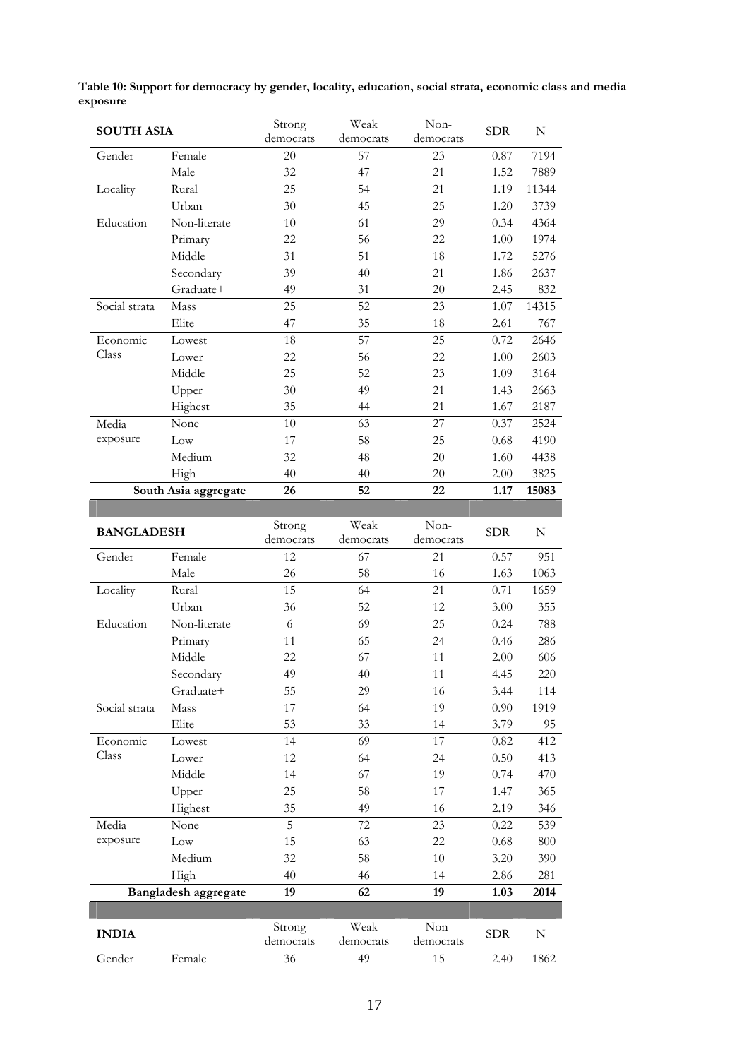**Table 10: Support for democracy by gender, locality, education, social strata, economic class and media exposure**

| **SOUTH ASIA** | | Strong democrats | Weak democrats | Non-democrats | SDR | N |
|---|---|---|---|---|---|---|
| Gender | Female | 20 | 57 | 23 | 0.87 | 7194 |
| | Male | 32 | 47 | 21 | 1.52 | 7889 |
| Locality | Rural | 25 | 54 | 21 | 1.19 | 11344 |
| | Urban | 30 | 45 | 25 | 1.20 | 3739 |
| Education | Non-literate | 10 | 61 | 29 | 0.34 | 4364 |
| | Primary | 22 | 56 | 22 | 1.00 | 1974 |
| | Middle | 31 | 51 | 18 | 1.72 | 5276 |
| | Secondary | 39 | 40 | 21 | 1.86 | 2637 |
| | Graduate+ | 49 | 31 | 20 | 2.45 | 832 |
| Social strata | Mass | 25 | 52 | 23 | 1.07 | 14315 |
| | Elite | 47 | 35 | 18 | 2.61 | 767 |
| Economic Class | Lowest | 18 | 57 | 25 | 0.72 | 2646 |
| | Lower | 22 | 56 | 22 | 1.00 | 2603 |
| | Middle | 25 | 52 | 23 | 1.09 | 3164 |
| | Upper | 30 | 49 | 21 | 1.43 | 2663 |
| | Highest | 35 | 44 | 21 | 1.67 | 2187 |
| Media exposure | None | 10 | 63 | 27 | 0.37 | 2524 |
| | Low | 17 | 58 | 25 | 0.68 | 4190 |
| | Medium | 32 | 48 | 20 | 1.60 | 4438 |
| | High | 40 | 40 | 20 | 2.00 | 3825 |
| | **South Asia aggregate** | **26** | **52** | **22** | **1.17** | **15083** |

| **BANGLADESH** | | Strong democrats | Weak democrats | Non-democrats | SDR | N |
|---|---|---|---|---|---|---|
| Gender | Female | 12 | 67 | 21 | 0.57 | 951 |
| | Male | 26 | 58 | 16 | 1.63 | 1063 |
| Locality | Rural | 15 | 64 | 21 | 0.71 | 1659 |
| | Urban | 36 | 52 | 12 | 3.00 | 355 |
| Education | Non-literate | 6 | 69 | 25 | 0.24 | 788 |
| | Primary | 11 | 65 | 24 | 0.46 | 286 |
| | Middle | 22 | 67 | 11 | 2.00 | 606 |
| | Secondary | 49 | 40 | 11 | 4.45 | 220 |
| | Graduate+ | 55 | 29 | 16 | 3.44 | 114 |
| Social strata | Mass | 17 | 64 | 19 | 0.90 | 1919 |
| | Elite | 53 | 33 | 14 | 3.79 | 95 |
| Economic Class | Lowest | 14 | 69 | 17 | 0.82 | 412 |
| | Lower | 12 | 64 | 24 | 0.50 | 413 |
| | Middle | 14 | 67 | 19 | 0.74 | 470 |
| | Upper | 25 | 58 | 17 | 1.47 | 365 |
| | Highest | 35 | 49 | 16 | 2.19 | 346 |
| Media exposure | None | 5 | 72 | 23 | 0.22 | 539 |
| | Low | 15 | 63 | 22 | 0.68 | 800 |
| | Medium | 32 | 58 | 10 | 3.20 | 390 |
| | High | 40 | 46 | 14 | 2.86 | 281 |
| | **Bangladesh aggregate** | **19** | **62** | **19** | **1.03** | **2014** |

| **INDIA** | | Strong democrats | Weak democrats | Non-democrats | SDR | N |
|---|---|---|---|---|---|---|
| Gender | Female | 36 | 49 | 15 | 2.40 | 1862 |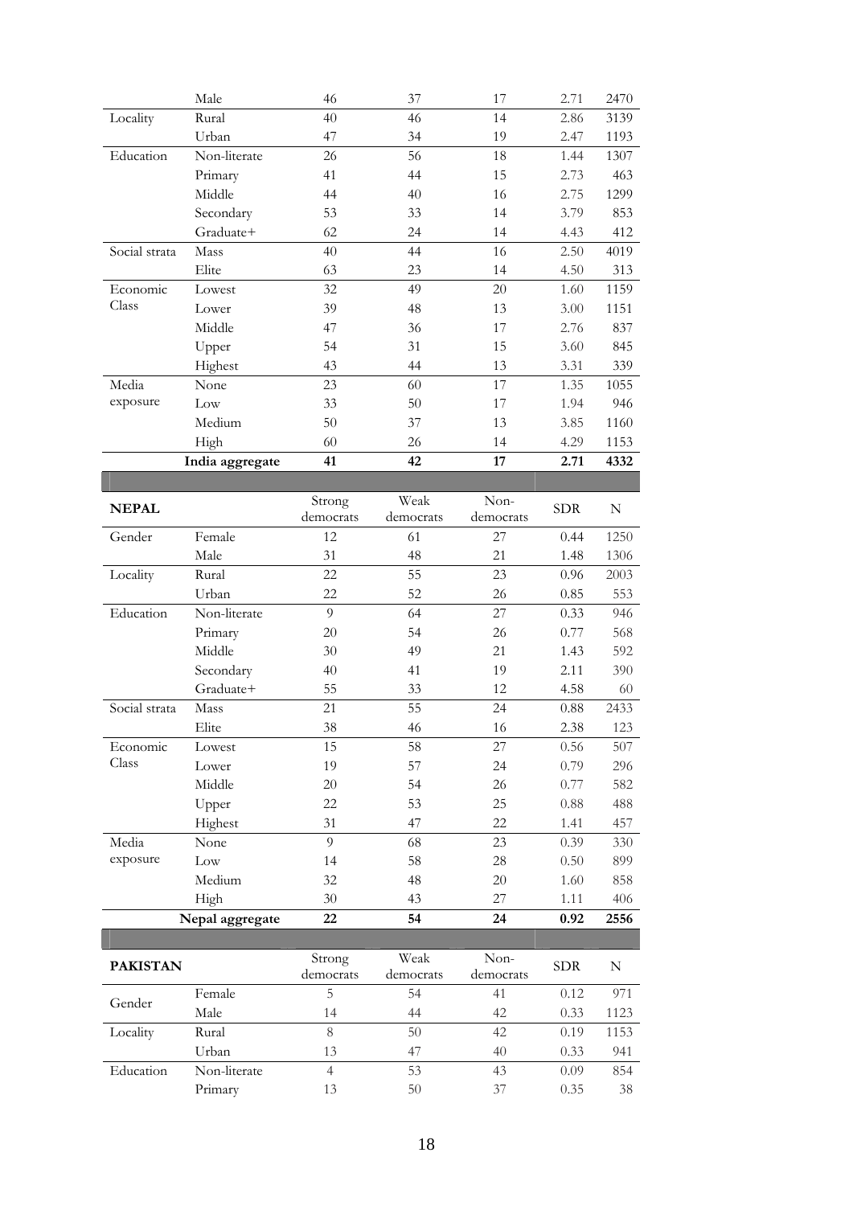| | | | | | | |
|---|---|---|---|---|---|---|
| | Male | 46 | 37 | 17 | 2.71 | 2470 |
| Locality | Rural | 40 | 46 | 14 | 2.86 | 3139 |
| | Urban | 47 | 34 | 19 | 2.47 | 1193 |
| Education | Non-literate | 26 | 56 | 18 | 1.44 | 1307 |
| | Primary | 41 | 44 | 15 | 2.73 | 463 |
| | Middle | 44 | 40 | 16 | 2.75 | 1299 |
| | Secondary | 53 | 33 | 14 | 3.79 | 853 |
| | Graduate+ | 62 | 24 | 14 | 4.43 | 412 |
| Social strata | Mass | 40 | 44 | 16 | 2.50 | 4019 |
| | Elite | 63 | 23 | 14 | 4.50 | 313 |
| Economic Class | Lowest | 32 | 49 | 20 | 1.60 | 1159 |
| | Lower | 39 | 48 | 13 | 3.00 | 1151 |
| | Middle | 47 | 36 | 17 | 2.76 | 837 |
| | Upper | 54 | 31 | 15 | 3.60 | 845 |
| | Highest | 43 | 44 | 13 | 3.31 | 339 |
| Media exposure | None | 23 | 60 | 17 | 1.35 | 1055 |
| | Low | 33 | 50 | 17 | 1.94 | 946 |
| | Medium | 50 | 37 | 13 | 3.85 | 1160 |
| | High | 60 | 26 | 14 | 4.29 | 1153 |
| | **India aggregate** | **41** | **42** | **17** | **2.71** | **4332** |

| **NEPAL** | | Strong democrats | Weak democrats | Non-democrats | SDR | N |
|---|---|---|---|---|---|---|
| Gender | Female | 12 | 61 | 27 | 0.44 | 1250 |
| | Male | 31 | 48 | 21 | 1.48 | 1306 |
| Locality | Rural | 22 | 55 | 23 | 0.96 | 2003 |
| | Urban | 22 | 52 | 26 | 0.85 | 553 |
| Education | Non-literate | 9 | 64 | 27 | 0.33 | 946 |
| | Primary | 20 | 54 | 26 | 0.77 | 568 |
| | Middle | 30 | 49 | 21 | 1.43 | 592 |
| | Secondary | 40 | 41 | 19 | 2.11 | 390 |
| | Graduate+ | 55 | 33 | 12 | 4.58 | 60 |
| Social strata | Mass | 21 | 55 | 24 | 0.88 | 2433 |
| | Elite | 38 | 46 | 16 | 2.38 | 123 |
| Economic Class | Lowest | 15 | 58 | 27 | 0.56 | 507 |
| | Lower | 19 | 57 | 24 | 0.79 | 296 |
| | Middle | 20 | 54 | 26 | 0.77 | 582 |
| | Upper | 22 | 53 | 25 | 0.88 | 488 |
| | Highest | 31 | 47 | 22 | 1.41 | 457 |
| Media exposure | None | 9 | 68 | 23 | 0.39 | 330 |
| | Low | 14 | 58 | 28 | 0.50 | 899 |
| | Medium | 32 | 48 | 20 | 1.60 | 858 |
| | High | 30 | 43 | 27 | 1.11 | 406 |
| | **Nepal aggregate** | **22** | **54** | **24** | **0.92** | **2556** |

| **PAKISTAN** | | Strong democrats | Weak democrats | Non-democrats | SDR | N |
|---|---|---|---|---|---|---|
| Gender | Female | 5 | 54 | 41 | 0.12 | 971 |
| | Male | 14 | 44 | 42 | 0.33 | 1123 |
| Locality | Rural | 8 | 50 | 42 | 0.19 | 1153 |
| | Urban | 13 | 47 | 40 | 0.33 | 941 |
| Education | Non-literate | 4 | 53 | 43 | 0.09 | 854 |
| | Primary | 13 | 50 | 37 | 0.35 | 38 |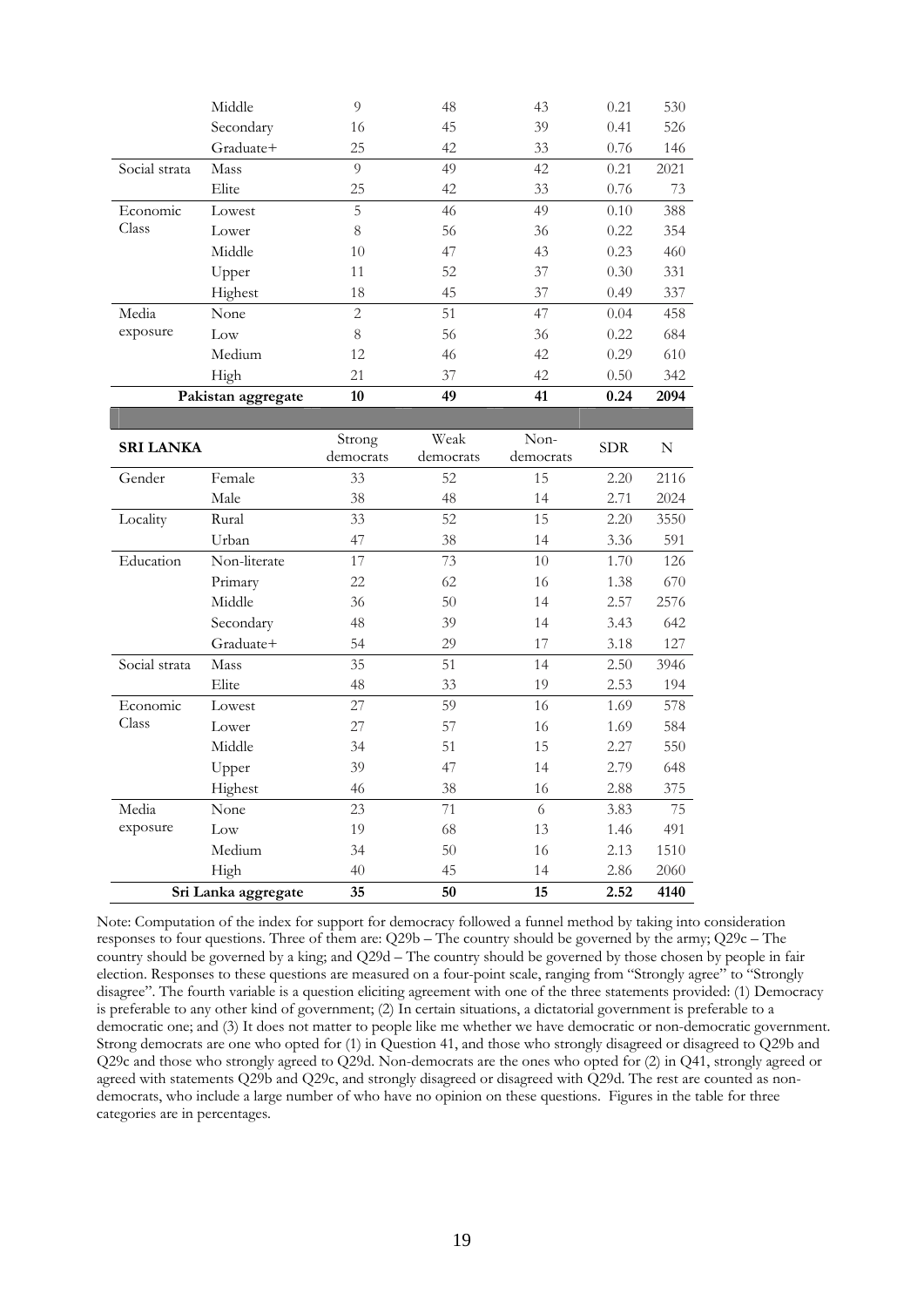| | | | | | | |
|---|---|---|---|---|---|---|
| | Middle | 9 | 48 | 43 | 0.21 | 530 |
| | Secondary | 16 | 45 | 39 | 0.41 | 526 |
| | Graduate+ | 25 | 42 | 33 | 0.76 | 146 |
| Social strata | Mass | 9 | 49 | 42 | 0.21 | 2021 |
| | Elite | 25 | 42 | 33 | 0.76 | 73 |
| Economic Class | Lowest | 5 | 46 | 49 | 0.10 | 388 |
| | Lower | 8 | 56 | 36 | 0.22 | 354 |
| | Middle | 10 | 47 | 43 | 0.23 | 460 |
| | Upper | 11 | 52 | 37 | 0.30 | 331 |
| | Highest | 18 | 45 | 37 | 0.49 | 337 |
| Media exposure | None | 2 | 51 | 47 | 0.04 | 458 |
| | Low | 8 | 56 | 36 | 0.22 | 684 |
| | Medium | 12 | 46 | 42 | 0.29 | 610 |
| | High | 21 | 37 | 42 | 0.50 | 342 |
| **Pakistan aggregate** | | **10** | **49** | **41** | **0.24** | **2094** |

| **SRI LANKA** | | Strong democrats | Weak democrats | Non-democrats | SDR | N |
|---|---|---|---|---|---|---|
| Gender | Female | 33 | 52 | 15 | 2.20 | 2116 |
| | Male | 38 | 48 | 14 | 2.71 | 2024 |
| Locality | Rural | 33 | 52 | 15 | 2.20 | 3550 |
| | Urban | 47 | 38 | 14 | 3.36 | 591 |
| Education | Non-literate | 17 | 73 | 10 | 1.70 | 126 |
| | Primary | 22 | 62 | 16 | 1.38 | 670 |
| | Middle | 36 | 50 | 14 | 2.57 | 2576 |
| | Secondary | 48 | 39 | 14 | 3.43 | 642 |
| | Graduate+ | 54 | 29 | 17 | 3.18 | 127 |
| Social strata | Mass | 35 | 51 | 14 | 2.50 | 3946 |
| | Elite | 48 | 33 | 19 | 2.53 | 194 |
| Economic Class | Lowest | 27 | 59 | 16 | 1.69 | 578 |
| | Lower | 27 | 57 | 16 | 1.69 | 584 |
| | Middle | 34 | 51 | 15 | 2.27 | 550 |
| | Upper | 39 | 47 | 14 | 2.79 | 648 |
| | Highest | 46 | 38 | 16 | 2.88 | 375 |
| Media exposure | None | 23 | 71 | 6 | 3.83 | 75 |
| | Low | 19 | 68 | 13 | 1.46 | 491 |
| | Medium | 34 | 50 | 16 | 2.13 | 1510 |
| | High | 40 | 45 | 14 | 2.86 | 2060 |
| **Sri Lanka aggregate** | | **35** | **50** | **15** | **2.52** | **4140** |

Note: Computation of the index for support for democracy followed a funnel method by taking into consideration responses to four questions. Three of them are: Q29b – The country should be governed by the army; Q29c – The country should be governed by a king; and Q29d – The country should be governed by those chosen by people in fair election. Responses to these questions are measured on a four-point scale, ranging from "Strongly agree" to "Strongly disagree". The fourth variable is a question eliciting agreement with one of the three statements provided: (1) Democracy is preferable to any other kind of government; (2) In certain situations, a dictatorial government is preferable to a democratic one; and (3) It does not matter to people like me whether we have democratic or non-democratic government. Strong democrats are one who opted for (1) in Question 41, and those who strongly disagreed or disagreed to Q29b and Q29c and those who strongly agreed to Q29d. Non-democrats are the ones who opted for (2) in Q41, strongly agreed or agreed with statements Q29b and Q29c, and strongly disagreed or disagreed with Q29d. The rest are counted as non-democrats, who include a large number of who have no opinion on these questions. Figures in the table for three categories are in percentages.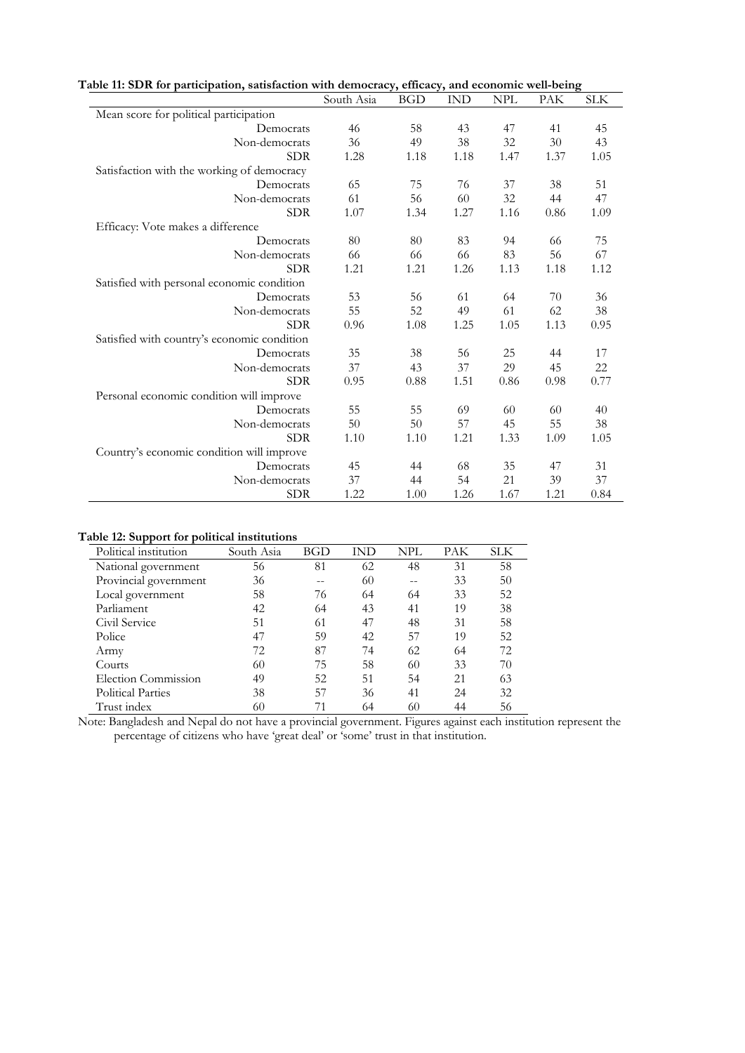**Table 11: SDR for participation, satisfaction with democracy, efficacy, and economic well-being**

| | South Asia | BGD | IND | NPL | PAK | SLK |
|---|---|---|---|---|---|---|
| Mean score for political participation | | | | | | |
| Democrats | 46 | 58 | 43 | 47 | 41 | 45 |
| Non-democrats | 36 | 49 | 38 | 32 | 30 | 43 |
| SDR | 1.28 | 1.18 | 1.18 | 1.47 | 1.37 | 1.05 |
| Satisfaction with the working of democracy | | | | | | |
| Democrats | 65 | 75 | 76 | 37 | 38 | 51 |
| Non-democrats | 61 | 56 | 60 | 32 | 44 | 47 |
| SDR | 1.07 | 1.34 | 1.27 | 1.16 | 0.86 | 1.09 |
| Efficacy: Vote makes a difference | | | | | | |
| Democrats | 80 | 80 | 83 | 94 | 66 | 75 |
| Non-democrats | 66 | 66 | 66 | 83 | 56 | 67 |
| SDR | 1.21 | 1.21 | 1.26 | 1.13 | 1.18 | 1.12 |
| Satisfied with personal economic condition | | | | | | |
| Democrats | 53 | 56 | 61 | 64 | 70 | 36 |
| Non-democrats | 55 | 52 | 49 | 61 | 62 | 38 |
| SDR | 0.96 | 1.08 | 1.25 | 1.05 | 1.13 | 0.95 |
| Satisfied with country's economic condition | | | | | | |
| Democrats | 35 | 38 | 56 | 25 | 44 | 17 |
| Non-democrats | 37 | 43 | 37 | 29 | 45 | 22 |
| SDR | 0.95 | 0.88 | 1.51 | 0.86 | 0.98 | 0.77 |
| Personal economic condition will improve | | | | | | |
| Democrats | 55 | 55 | 69 | 60 | 60 | 40 |
| Non-democrats | 50 | 50 | 57 | 45 | 55 | 38 |
| SDR | 1.10 | 1.10 | 1.21 | 1.33 | 1.09 | 1.05 |
| Country's economic condition will improve | | | | | | |
| Democrats | 45 | 44 | 68 | 35 | 47 | 31 |
| Non-democrats | 37 | 44 | 54 | 21 | 39 | 37 |
| SDR | 1.22 | 1.00 | 1.26 | 1.67 | 1.21 | 0.84 |

**Table 12: Support for political institutions**

| Political institution | South Asia | BGD | IND | NPL | PAK | SLK |
|---|---|---|---|---|---|---|
| National government | 56 | 81 | 62 | 48 | 31 | 58 |
| Provincial government | 36 | -- | 60 | -- | 33 | 50 |
| Local government | 58 | 76 | 64 | 64 | 33 | 52 |
| Parliament | 42 | 64 | 43 | 41 | 19 | 38 |
| Civil Service | 51 | 61 | 47 | 48 | 31 | 58 |
| Police | 47 | 59 | 42 | 57 | 19 | 52 |
| Army | 72 | 87 | 74 | 62 | 64 | 72 |
| Courts | 60 | 75 | 58 | 60 | 33 | 70 |
| Election Commission | 49 | 52 | 51 | 54 | 21 | 63 |
| Political Parties | 38 | 57 | 36 | 41 | 24 | 32 |
| Trust index | 60 | 71 | 64 | 60 | 44 | 56 |

Note: Bangladesh and Nepal do not have a provincial government. Figures against each institution represent the percentage of citizens who have 'great deal' or 'some' trust in that institution.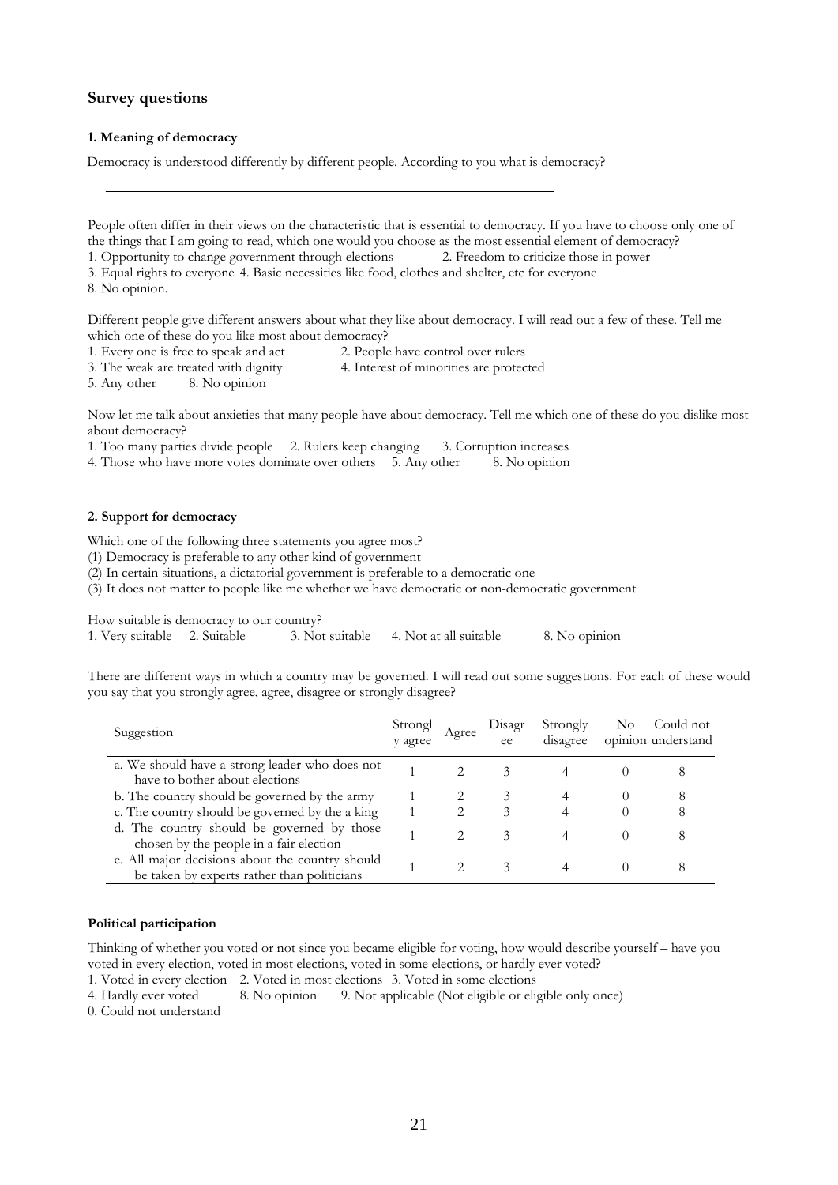## Survey questions

### 1. Meaning of democracy

Democracy is understood differently by different people. According to you what is democracy?

\_\_\_\_\_\_\_\_\_\_\_\_\_\_\_\_\_\_\_\_\_\_\_\_\_\_\_\_\_\_\_\_\_\_\_\_\_\_\_\_\_\_\_\_\_\_\_\_\_\_\_\_\_\_\_\_\_\_\_\_

People often differ in their views on the characteristic that is essential to democracy. If you have to choose only one of the things that I am going to read, which one would you choose as the most essential element of democracy?

1. Opportunity to change government through elections 2. Freedom to criticize those in power
3. Equal rights to everyone 4. Basic necessities like food, clothes and shelter, etc for everyone
8. No opinion.

Different people give different answers about what they like about democracy. I will read out a few of these. Tell me which one of these do you like most about democracy?

1. Every one is free to speak and act 2. People have control over rulers
3. The weak are treated with dignity 4. Interest of minorities are protected
5. Any other 8. No opinion

Now let me talk about anxieties that many people have about democracy. Tell me which one of these do you dislike most about democracy?

1. Too many parties divide people 2. Rulers keep changing 3. Corruption increases
4. Those who have more votes dominate over others 5. Any other 8. No opinion

### 2. Support for democracy

Which one of the following three statements you agree most?

(1) Democracy is preferable to any other kind of government
(2) In certain situations, a dictatorial government is preferable to a democratic one
(3) It does not matter to people like me whether we have democratic or non-democratic government

How suitable is democracy to our country?

1. Very suitable 2. Suitable 3. Not suitable 4. Not at all suitable 8. No opinion

There are different ways in which a country may be governed. I will read out some suggestions. For each of these would you say that you strongly agree, agree, disagree or strongly disagree?

| Suggestion | Strongly agree | Agree | Disagree | Strongly disagree | No opinion | Could not understand |
|---|---|---|---|---|---|---|
| a. We should have a strong leader who does not have to bother about elections | 1 | 2 | 3 | 4 | 0 | 8 |
| b. The country should be governed by the army | 1 | 2 | 3 | 4 | 0 | 8 |
| c. The country should be governed by the a king | 1 | 2 | 3 | 4 | 0 | 8 |
| d. The country should be governed by those chosen by the people in a fair election | 1 | 2 | 3 | 4 | 0 | 8 |
| e. All major decisions about the country should be taken by experts rather than politicians | 1 | 2 | 3 | 4 | 0 | 8 |

### Political participation

Thinking of whether you voted or not since you became eligible for voting, how would describe yourself – have you voted in every election, voted in most elections, voted in some elections, or hardly ever voted?

1. Voted in every election 2. Voted in most elections 3. Voted in some elections
4. Hardly ever voted 8. No opinion 9. Not applicable (Not eligible or eligible only once)
0. Could not understand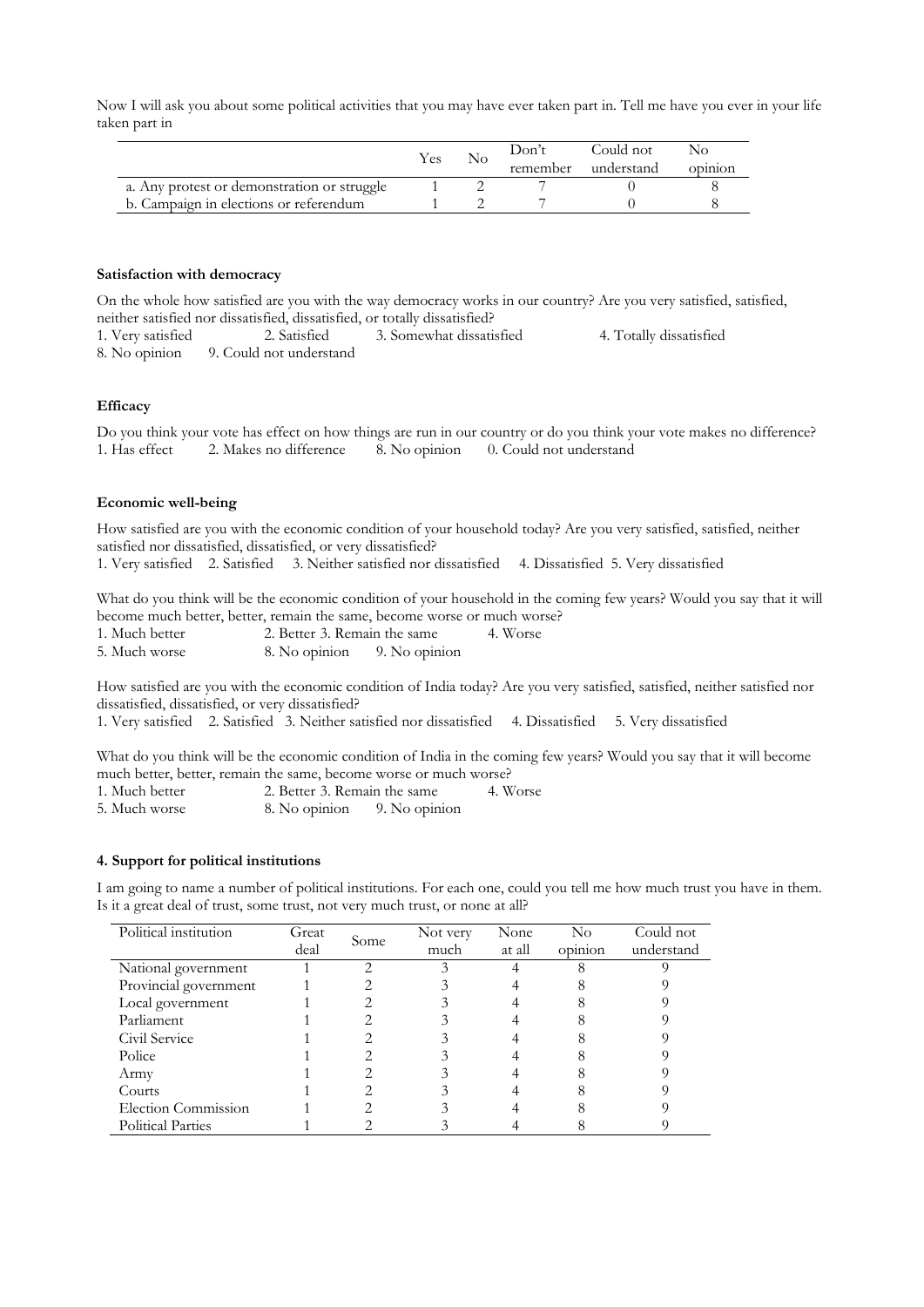Now I will ask you about some political activities that you may have ever taken part in. Tell me have you ever in your life taken part in

| | Yes | No | Don't remember | Could not understand | No opinion |
|---|---|---|---|---|---|
| a. Any protest or demonstration or struggle | 1 | 2 | 7 | 0 | 8 |
| b. Campaign in elections or referendum | 1 | 2 | 7 | 0 | 8 |

**Satisfaction with democracy**

On the whole how satisfied are you with the way democracy works in our country? Are you very satisfied, satisfied, neither satisfied nor dissatisfied, dissatisfied, or totally dissatisfied?
1. Very satisfied 2. Satisfied 3. Somewhat dissatisfied 4. Totally dissatisfied
8. No opinion 9. Could not understand

**Efficacy**

Do you think your vote has effect on how things are run in our country or do you think your vote makes no difference?
1. Has effect 2. Makes no difference 8. No opinion 0. Could not understand

**Economic well-being**

How satisfied are you with the economic condition of your household today? Are you very satisfied, satisfied, neither satisfied nor dissatisfied, dissatisfied, or very dissatisfied?
1. Very satisfied 2. Satisfied 3. Neither satisfied nor dissatisfied 4. Dissatisfied 5. Very dissatisfied

What do you think will be the economic condition of your household in the coming few years? Would you say that it will become much better, better, remain the same, become worse or much worse?
1. Much better 2. Better 3. Remain the same 4. Worse
5. Much worse 8. No opinion 9. No opinion

How satisfied are you with the economic condition of India today? Are you very satisfied, satisfied, neither satisfied nor dissatisfied, dissatisfied, or very dissatisfied?
1. Very satisfied 2. Satisfied 3. Neither satisfied nor dissatisfied 4. Dissatisfied 5. Very dissatisfied

What do you think will be the economic condition of India in the coming few years? Would you say that it will become much better, better, remain the same, become worse or much worse?
1. Much better 2. Better 3. Remain the same 4. Worse
5. Much worse 8. No opinion 9. No opinion

**4. Support for political institutions**

I am going to name a number of political institutions. For each one, could you tell me how much trust you have in them. Is it a great deal of trust, some trust, not very much trust, or none at all?

| Political institution | Great deal | Some | Not very much | None at all | No opinion | Could not understand |
|---|---|---|---|---|---|---|
| National government | 1 | 2 | 3 | 4 | 8 | 9 |
| Provincial government | 1 | 2 | 3 | 4 | 8 | 9 |
| Local government | 1 | 2 | 3 | 4 | 8 | 9 |
| Parliament | 1 | 2 | 3 | 4 | 8 | 9 |
| Civil Service | 1 | 2 | 3 | 4 | 8 | 9 |
| Police | 1 | 2 | 3 | 4 | 8 | 9 |
| Army | 1 | 2 | 3 | 4 | 8 | 9 |
| Courts | 1 | 2 | 3 | 4 | 8 | 9 |
| Election Commission | 1 | 2 | 3 | 4 | 8 | 9 |
| Political Parties | 1 | 2 | 3 | 4 | 8 | 9 |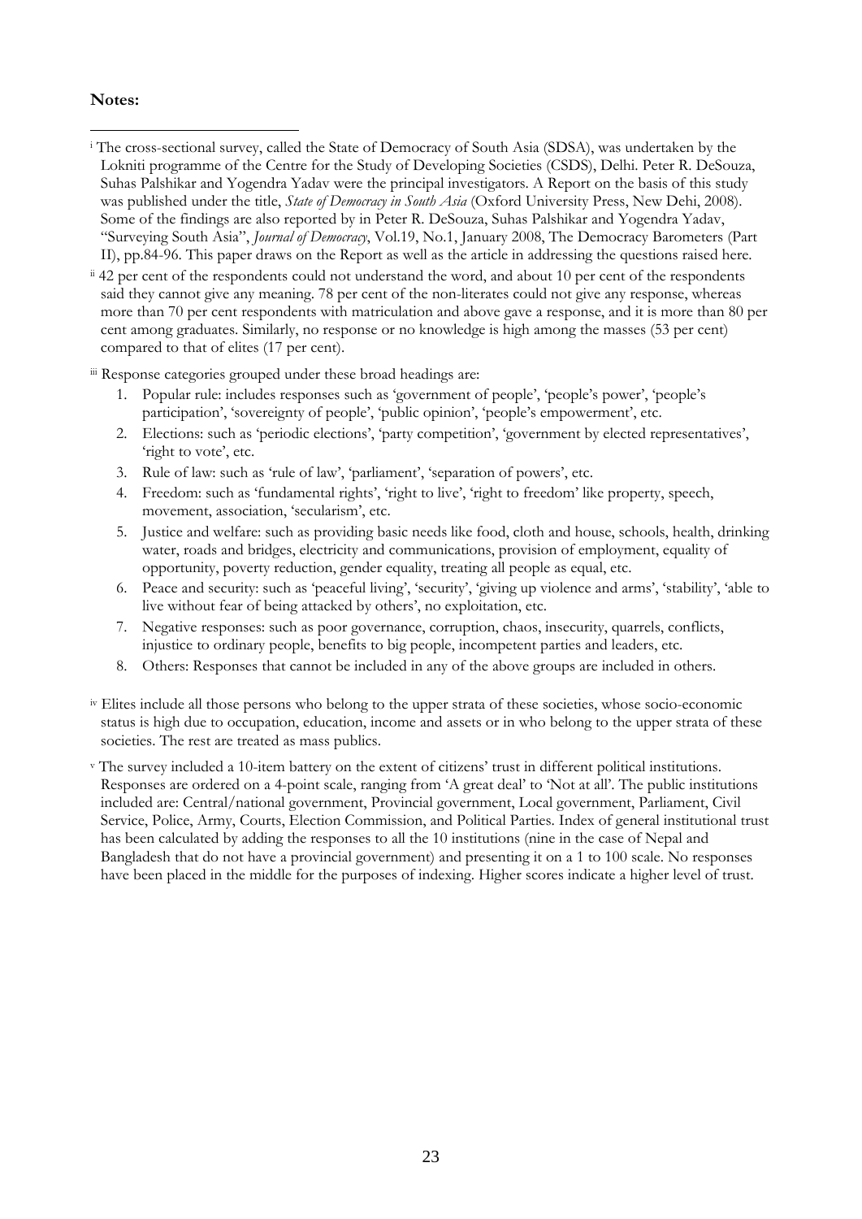**Notes:**

[i] The cross-sectional survey, called the State of Democracy of South Asia (SDSA), was undertaken by the Lokniti programme of the Centre for the Study of Developing Societies (CSDS), Delhi. Peter R. DeSouza, Suhas Palshikar and Yogendra Yadav were the principal investigators. A Report on the basis of this study was published under the title, *State of Democracy in South Asia* (Oxford University Press, New Dehi, 2008). Some of the findings are also reported by in Peter R. DeSouza, Suhas Palshikar and Yogendra Yadav, "Surveying South Asia", *Journal of Democracy*, Vol.19, No.1, January 2008, The Democracy Barometers (Part II), pp.84-96. This paper draws on the Report as well as the article in addressing the questions raised here.

[ii] 42 per cent of the respondents could not understand the word, and about 10 per cent of the respondents said they cannot give any meaning. 78 per cent of the non-literates could not give any response, whereas more than 70 per cent respondents with matriculation and above gave a response, and it is more than 80 per cent among graduates. Similarly, no response or no knowledge is high among the masses (53 per cent) compared to that of elites (17 per cent).

[iii] Response categories grouped under these broad headings are:

1. Popular rule: includes responses such as 'government of people', 'people's power', 'people's participation', 'sovereignty of people', 'public opinion', 'people's empowerment', etc.
2. Elections: such as 'periodic elections', 'party competition', 'government by elected representatives', 'right to vote', etc.
3. Rule of law: such as 'rule of law', 'parliament', 'separation of powers', etc.
4. Freedom: such as 'fundamental rights', 'right to live', 'right to freedom' like property, speech, movement, association, 'secularism', etc.
5. Justice and welfare: such as providing basic needs like food, cloth and house, schools, health, drinking water, roads and bridges, electricity and communications, provision of employment, equality of opportunity, poverty reduction, gender equality, treating all people as equal, etc.
6. Peace and security: such as 'peaceful living', 'security', 'giving up violence and arms', 'stability', 'able to live without fear of being attacked by others', no exploitation, etc.
7. Negative responses: such as poor governance, corruption, chaos, insecurity, quarrels, conflicts, injustice to ordinary people, benefits to big people, incompetent parties and leaders, etc.
8. Others: Responses that cannot be included in any of the above groups are included in others.

[iv] Elites include all those persons who belong to the upper strata of these societies, whose socio-economic status is high due to occupation, education, income and assets or in who belong to the upper strata of these societies. The rest are treated as mass publics.

[v] The survey included a 10-item battery on the extent of citizens' trust in different political institutions. Responses are ordered on a 4-point scale, ranging from 'A great deal' to 'Not at all'. The public institutions included are: Central/national government, Provincial government, Local government, Parliament, Civil Service, Police, Army, Courts, Election Commission, and Political Parties. Index of general institutional trust has been calculated by adding the responses to all the 10 institutions (nine in the case of Nepal and Bangladesh that do not have a provincial government) and presenting it on a 1 to 100 scale. No responses have been placed in the middle for the purposes of indexing. Higher scores indicate a higher level of trust.